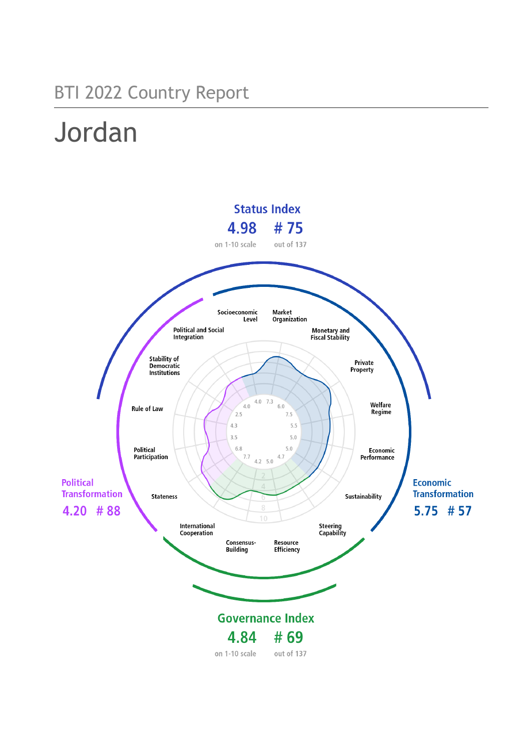BTI 2022 Country Report

# Jordan

## Status Index

**4.98** on 1-10 scale

**# 75** out of 137

## Political Transformation

**4.20 # 88**

## Economic Transformation

**5.75 # 57**

## Governance Index

**4.84** on 1-10 scale

**# 69** out of 137

| Criterion | Score |
| --- | --- |
| Stateness | 7.7 |
| Political Participation | 3.5 |
| Rule of Law | 4.3 |
| Stability of Democratic Institutions | 2.5 |
| Political and Social Integration | 4.0 |
| Socioeconomic Level | 4.0 |
| Market Organization | 7.3 |
| Monetary and Fiscal Stability | 6.0 |
| Private Property | 7.5 |
| Welfare Regime | 5.5 |
| Economic Performance | 5.0 |
| Sustainability | 5.0 |
| Steering Capability | 4.7 |
| Resource Efficiency | 5.0 |
| Consensus-Building | 4.2 |
| International Cooperation | 6.8 |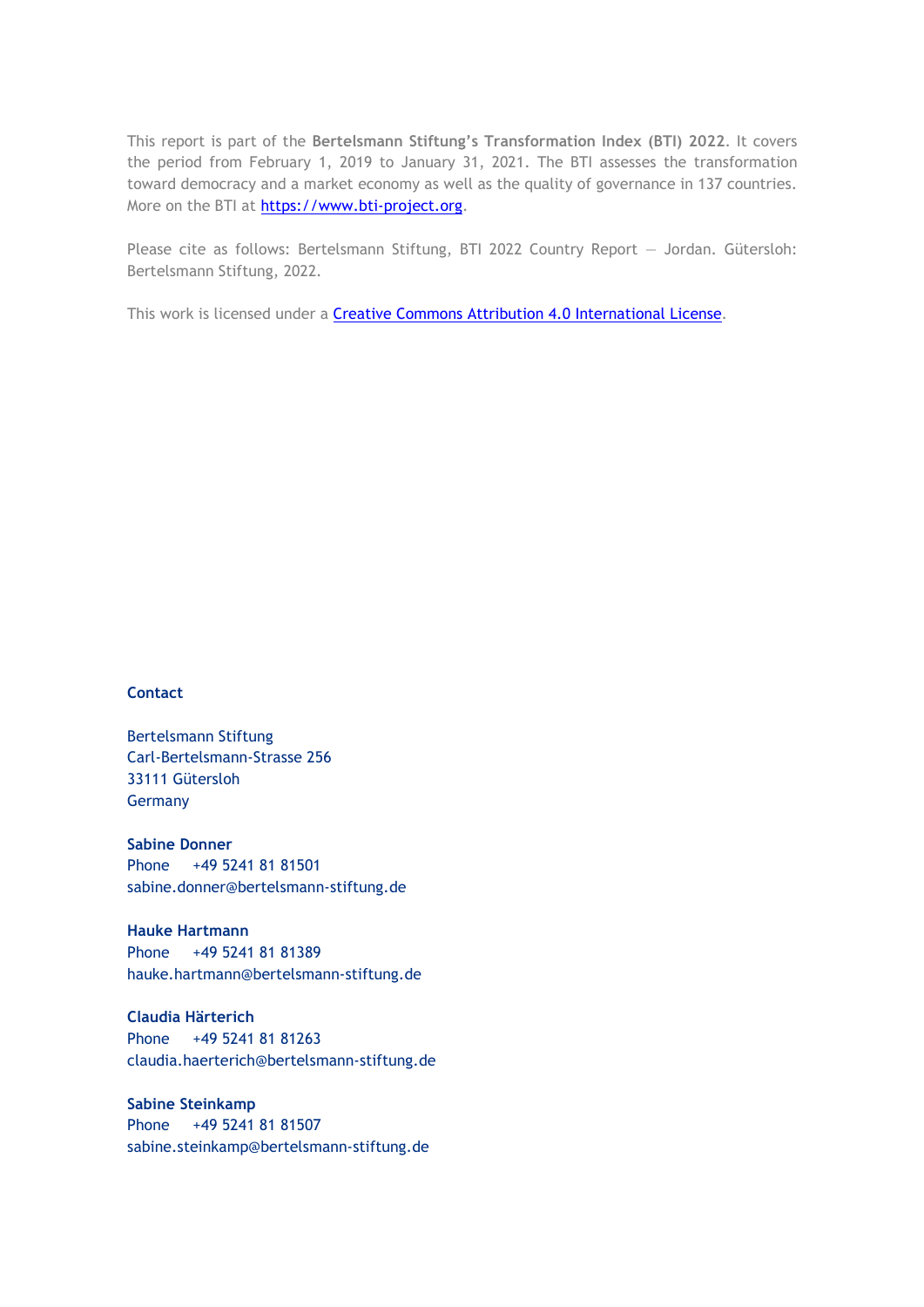This report is part of the **Bertelsmann Stiftung's Transformation Index (BTI) 2022**. It covers the period from February 1, 2019 to January 31, 2021. The BTI assesses the transformation toward democracy and a market economy as well as the quality of governance in 137 countries. More on the BTI at [https://www.bti-project.org](https://www.bti-project.org).

Please cite as follows: Bertelsmann Stiftung, BTI 2022 Country Report — Jordan. Gütersloh: Bertelsmann Stiftung, 2022.

This work is licensed under a [Creative Commons Attribution 4.0 International License](https://creativecommons.org/licenses/by/4.0/).

**Contact**

Bertelsmann Stiftung
Carl-Bertelsmann-Strasse 256
33111 Gütersloh
Germany

**Sabine Donner**
Phone +49 5241 81 81501
sabine.donner@bertelsmann-stiftung.de

**Hauke Hartmann**
Phone +49 5241 81 81389
hauke.hartmann@bertelsmann-stiftung.de

**Claudia Härterich**
Phone +49 5241 81 81263
claudia.haerterich@bertelsmann-stiftung.de

**Sabine Steinkamp**
Phone +49 5241 81 81507
sabine.steinkamp@bertelsmann-stiftung.de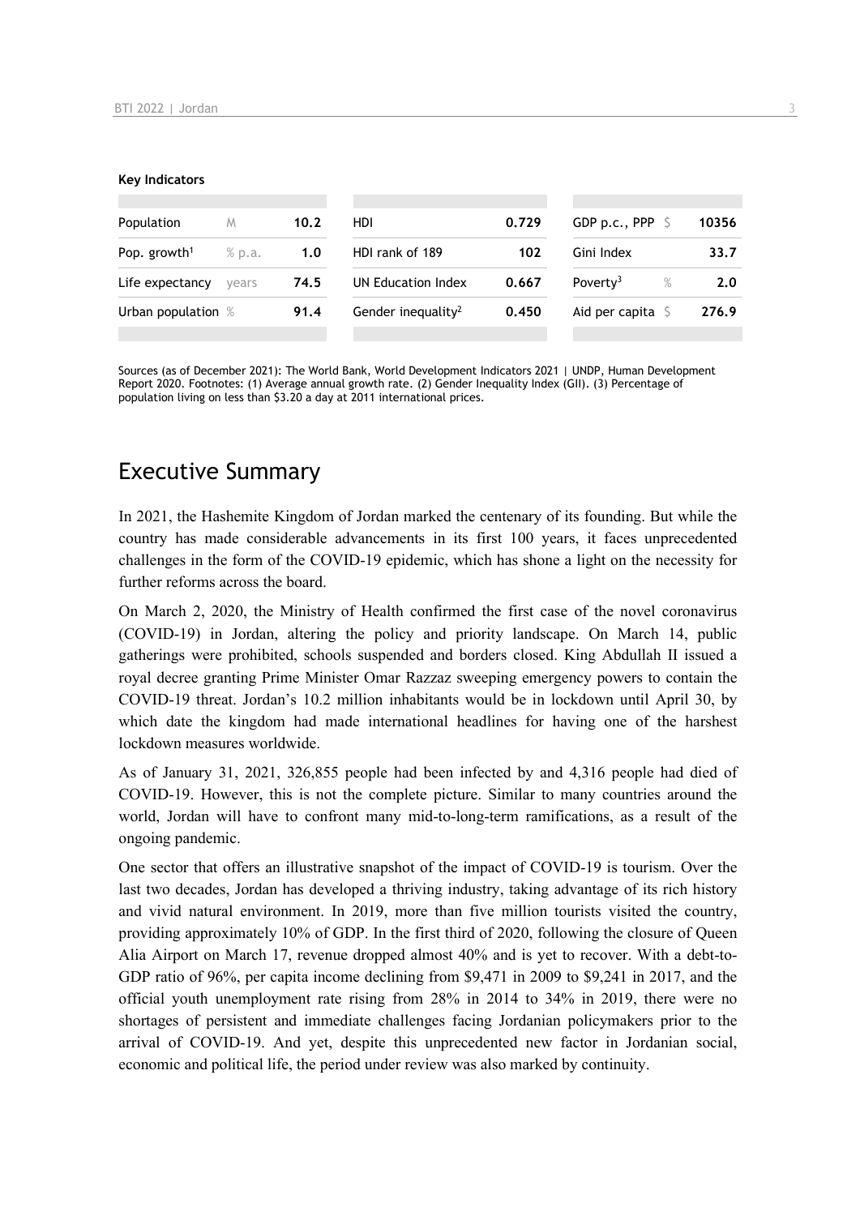**Key Indicators**

| Population | M | 10.2 | HDI | 0.729 | GDP p.c., PPP | $ | 10356 |
|---|---|---|---|---|---|---|---|
| Pop. growth[1] | % p.a. | 1.0 | HDI rank of 189 | 102 | Gini Index | | 33.7 |
| Life expectancy | years | 74.5 | UN Education Index | 0.667 | Poverty[3] | % | 2.0 |
| Urban population | % | 91.4 | Gender inequality[2] | 0.450 | Aid per capita | $ | 276.9 |

Sources (as of December 2021): The World Bank, World Development Indicators 2021 | UNDP, Human Development Report 2020. Footnotes: (1) Average annual growth rate. (2) Gender Inequality Index (GII). (3) Percentage of population living on less than $3.20 a day at 2011 international prices.

## Executive Summary

In 2021, the Hashemite Kingdom of Jordan marked the centenary of its founding. But while the country has made considerable advancements in its first 100 years, it faces unprecedented challenges in the form of the COVID-19 epidemic, which has shone a light on the necessity for further reforms across the board.

On March 2, 2020, the Ministry of Health confirmed the first case of the novel coronavirus (COVID-19) in Jordan, altering the policy and priority landscape. On March 14, public gatherings were prohibited, schools suspended and borders closed. King Abdullah II issued a royal decree granting Prime Minister Omar Razzaz sweeping emergency powers to contain the COVID-19 threat. Jordan's 10.2 million inhabitants would be in lockdown until April 30, by which date the kingdom had made international headlines for having one of the harshest lockdown measures worldwide.

As of January 31, 2021, 326,855 people had been infected by and 4,316 people had died of COVID-19. However, this is not the complete picture. Similar to many countries around the world, Jordan will have to confront many mid-to-long-term ramifications, as a result of the ongoing pandemic.

One sector that offers an illustrative snapshot of the impact of COVID-19 is tourism. Over the last two decades, Jordan has developed a thriving industry, taking advantage of its rich history and vivid natural environment. In 2019, more than five million tourists visited the country, providing approximately 10% of GDP. In the first third of 2020, following the closure of Queen Alia Airport on March 17, revenue dropped almost 40% and is yet to recover. With a debt-to-GDP ratio of 96%, per capita income declining from $9,471 in 2009 to $9,241 in 2017, and the official youth unemployment rate rising from 28% in 2014 to 34% in 2019, there were no shortages of persistent and immediate challenges facing Jordanian policymakers prior to the arrival of COVID-19. And yet, despite this unprecedented new factor in Jordanian social, economic and political life, the period under review was also marked by continuity.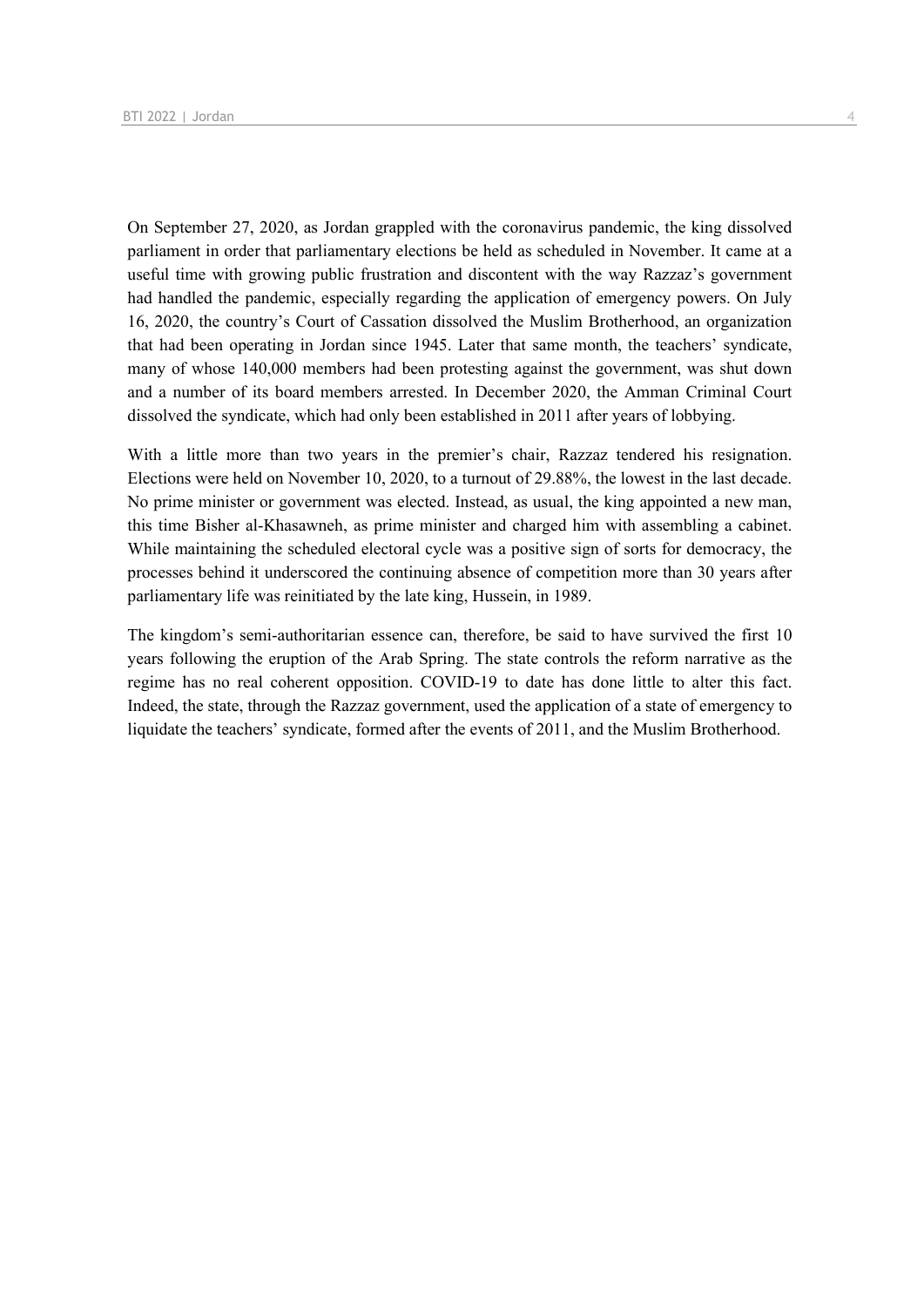On September 27, 2020, as Jordan grappled with the coronavirus pandemic, the king dissolved parliament in order that parliamentary elections be held as scheduled in November. It came at a useful time with growing public frustration and discontent with the way Razzaz's government had handled the pandemic, especially regarding the application of emergency powers. On July 16, 2020, the country's Court of Cassation dissolved the Muslim Brotherhood, an organization that had been operating in Jordan since 1945. Later that same month, the teachers' syndicate, many of whose 140,000 members had been protesting against the government, was shut down and a number of its board members arrested. In December 2020, the Amman Criminal Court dissolved the syndicate, which had only been established in 2011 after years of lobbying.

With a little more than two years in the premier's chair, Razzaz tendered his resignation. Elections were held on November 10, 2020, to a turnout of 29.88%, the lowest in the last decade. No prime minister or government was elected. Instead, as usual, the king appointed a new man, this time Bisher al-Khasawneh, as prime minister and charged him with assembling a cabinet. While maintaining the scheduled electoral cycle was a positive sign of sorts for democracy, the processes behind it underscored the continuing absence of competition more than 30 years after parliamentary life was reinitiated by the late king, Hussein, in 1989.

The kingdom's semi-authoritarian essence can, therefore, be said to have survived the first 10 years following the eruption of the Arab Spring. The state controls the reform narrative as the regime has no real coherent opposition. COVID-19 to date has done little to alter this fact. Indeed, the state, through the Razzaz government, used the application of a state of emergency to liquidate the teachers' syndicate, formed after the events of 2011, and the Muslim Brotherhood.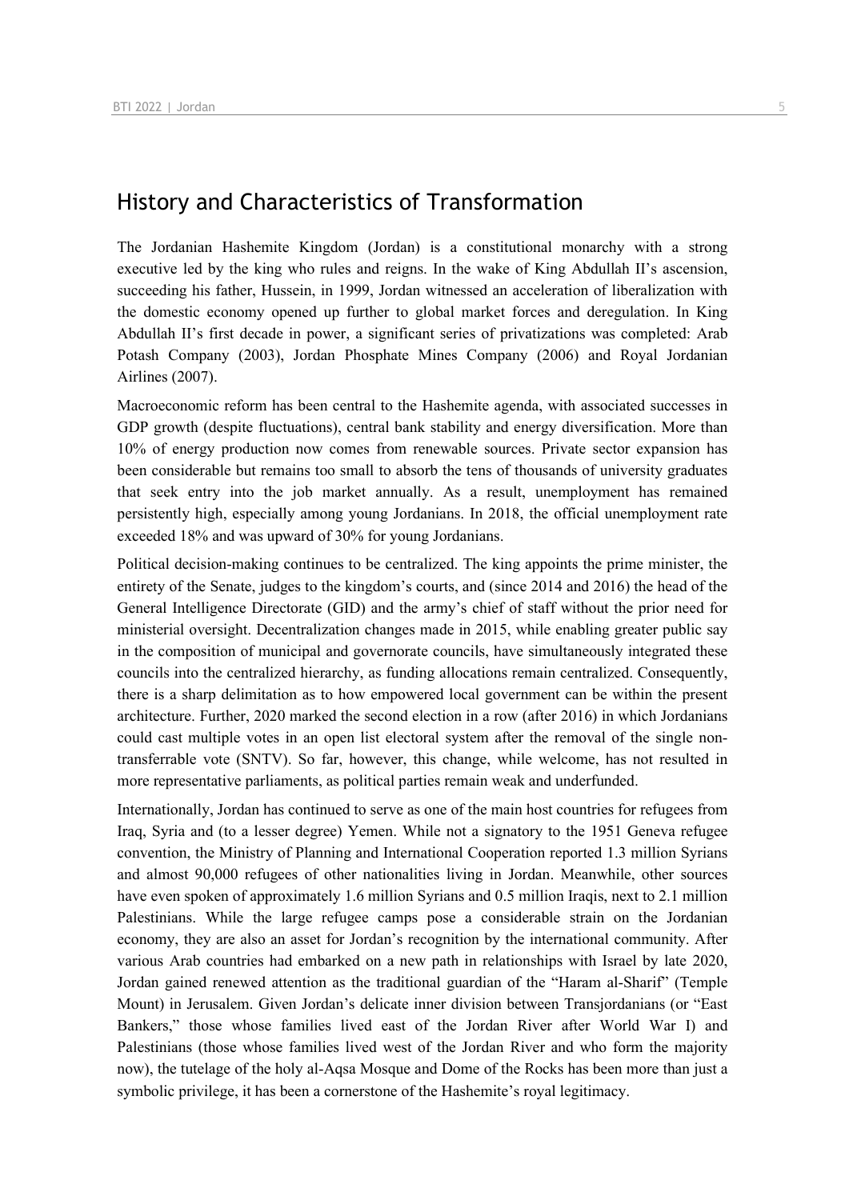## History and Characteristics of Transformation

The Jordanian Hashemite Kingdom (Jordan) is a constitutional monarchy with a strong executive led by the king who rules and reigns. In the wake of King Abdullah II's ascension, succeeding his father, Hussein, in 1999, Jordan witnessed an acceleration of liberalization with the domestic economy opened up further to global market forces and deregulation. In King Abdullah II's first decade in power, a significant series of privatizations was completed: Arab Potash Company (2003), Jordan Phosphate Mines Company (2006) and Royal Jordanian Airlines (2007).

Macroeconomic reform has been central to the Hashemite agenda, with associated successes in GDP growth (despite fluctuations), central bank stability and energy diversification. More than 10% of energy production now comes from renewable sources. Private sector expansion has been considerable but remains too small to absorb the tens of thousands of university graduates that seek entry into the job market annually. As a result, unemployment has remained persistently high, especially among young Jordanians. In 2018, the official unemployment rate exceeded 18% and was upward of 30% for young Jordanians.

Political decision-making continues to be centralized. The king appoints the prime minister, the entirety of the Senate, judges to the kingdom's courts, and (since 2014 and 2016) the head of the General Intelligence Directorate (GID) and the army's chief of staff without the prior need for ministerial oversight. Decentralization changes made in 2015, while enabling greater public say in the composition of municipal and governorate councils, have simultaneously integrated these councils into the centralized hierarchy, as funding allocations remain centralized. Consequently, there is a sharp delimitation as to how empowered local government can be within the present architecture. Further, 2020 marked the second election in a row (after 2016) in which Jordanians could cast multiple votes in an open list electoral system after the removal of the single non-transferrable vote (SNTV). So far, however, this change, while welcome, has not resulted in more representative parliaments, as political parties remain weak and underfunded.

Internationally, Jordan has continued to serve as one of the main host countries for refugees from Iraq, Syria and (to a lesser degree) Yemen. While not a signatory to the 1951 Geneva refugee convention, the Ministry of Planning and International Cooperation reported 1.3 million Syrians and almost 90,000 refugees of other nationalities living in Jordan. Meanwhile, other sources have even spoken of approximately 1.6 million Syrians and 0.5 million Iraqis, next to 2.1 million Palestinians. While the large refugee camps pose a considerable strain on the Jordanian economy, they are also an asset for Jordan's recognition by the international community. After various Arab countries had embarked on a new path in relationships with Israel by late 2020, Jordan gained renewed attention as the traditional guardian of the "Haram al-Sharif" (Temple Mount) in Jerusalem. Given Jordan's delicate inner division between Transjordanians (or "East Bankers," those whose families lived east of the Jordan River after World War I) and Palestinians (those whose families lived west of the Jordan River and who form the majority now), the tutelage of the holy al-Aqsa Mosque and Dome of the Rocks has been more than just a symbolic privilege, it has been a cornerstone of the Hashemite's royal legitimacy.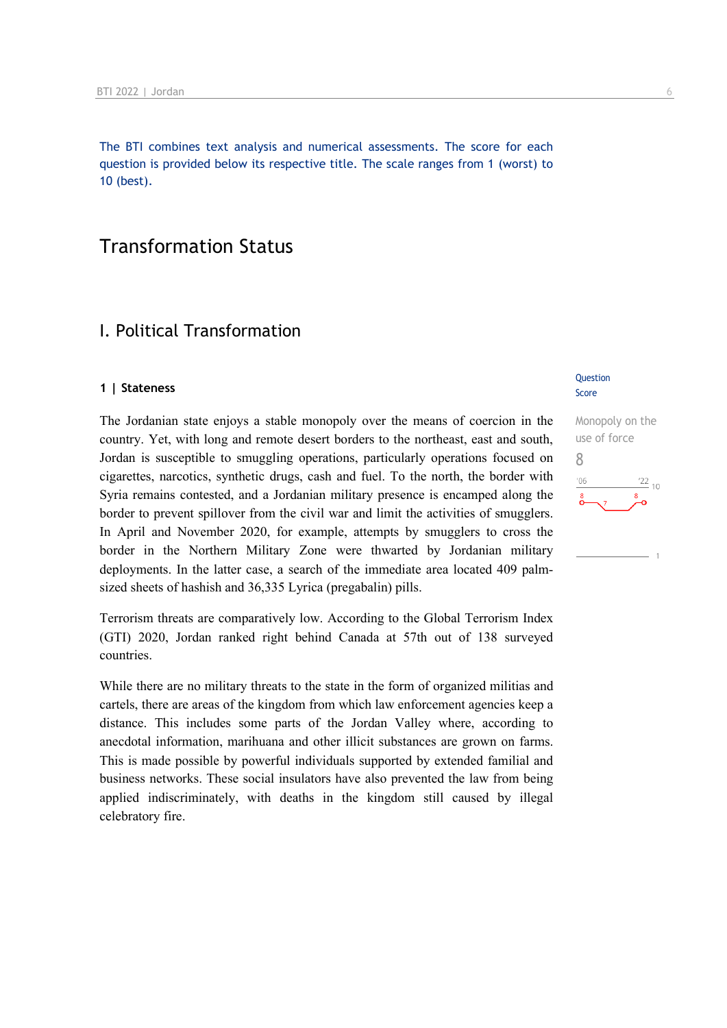The BTI combines text analysis and numerical assessments. The score for each question is provided below its respective title. The scale ranges from 1 (worst) to 10 (best).

# Transformation Status

## I. Political Transformation

### 1 | Stateness

Question Score

Monopoly on the use of force

8

The Jordanian state enjoys a stable monopoly over the means of coercion in the country. Yet, with long and remote desert borders to the northeast, east and south, Jordan is susceptible to smuggling operations, particularly operations focused on cigarettes, narcotics, synthetic drugs, cash and fuel. To the north, the border with Syria remains contested, and a Jordanian military presence is encamped along the border to prevent spillover from the civil war and limit the activities of smugglers. In April and November 2020, for example, attempts by smugglers to cross the border in the Northern Military Zone were thwarted by Jordanian military deployments. In the latter case, a search of the immediate area located 409 palm-sized sheets of hashish and 36,335 Lyrica (pregabalin) pills.

Terrorism threats are comparatively low. According to the Global Terrorism Index (GTI) 2020, Jordan ranked right behind Canada at 57th out of 138 surveyed countries.

While there are no military threats to the state in the form of organized militias and cartels, there are areas of the kingdom from which law enforcement agencies keep a distance. This includes some parts of the Jordan Valley where, according to anecdotal information, marihuana and other illicit substances are grown on farms. This is made possible by powerful individuals supported by extended familial and business networks. These social insulators have also prevented the law from being applied indiscriminately, with deaths in the kingdom still caused by illegal celebratory fire.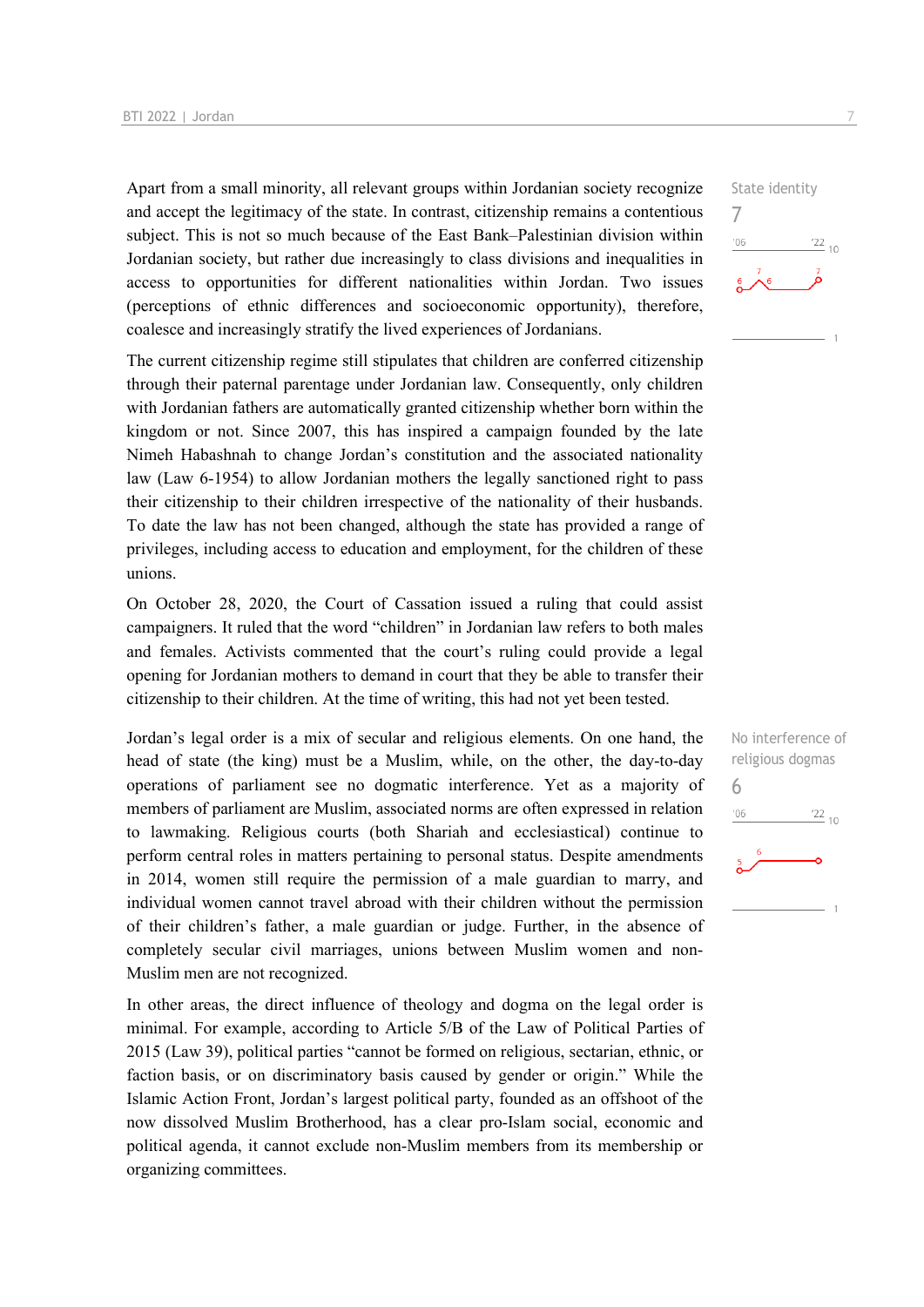Apart from a small minority, all relevant groups within Jordanian society recognize and accept the legitimacy of the state. In contrast, citizenship remains a contentious subject. This is not so much because of the East Bank–Palestinian division within Jordanian society, but rather due increasingly to class divisions and inequalities in access to opportunities for different nationalities within Jordan. Two issues (perceptions of ethnic differences and socioeconomic opportunity), therefore, coalesce and increasingly stratify the lived experiences of Jordanians.

State identity
7

The current citizenship regime still stipulates that children are conferred citizenship through their paternal parentage under Jordanian law. Consequently, only children with Jordanian fathers are automatically granted citizenship whether born within the kingdom or not. Since 2007, this has inspired a campaign founded by the late Nimeh Habashnah to change Jordan's constitution and the associated nationality law (Law 6-1954) to allow Jordanian mothers the legally sanctioned right to pass their citizenship to their children irrespective of the nationality of their husbands. To date the law has not been changed, although the state has provided a range of privileges, including access to education and employment, for the children of these unions.

On October 28, 2020, the Court of Cassation issued a ruling that could assist campaigners. It ruled that the word "children" in Jordanian law refers to both males and females. Activists commented that the court's ruling could provide a legal opening for Jordanian mothers to demand in court that they be able to transfer their citizenship to their children. At the time of writing, this had not yet been tested.

No interference of religious dogmas
6

Jordan's legal order is a mix of secular and religious elements. On one hand, the head of state (the king) must be a Muslim, while, on the other, the day-to-day operations of parliament see no dogmatic interference. Yet as a majority of members of parliament are Muslim, associated norms are often expressed in relation to lawmaking. Religious courts (both Shariah and ecclesiastical) continue to perform central roles in matters pertaining to personal status. Despite amendments in 2014, women still require the permission of a male guardian to marry, and individual women cannot travel abroad with their children without the permission of their children's father, a male guardian or judge. Further, in the absence of completely secular civil marriages, unions between Muslim women and non-Muslim men are not recognized.

In other areas, the direct influence of theology and dogma on the legal order is minimal. For example, according to Article 5/B of the Law of Political Parties of 2015 (Law 39), political parties "cannot be formed on religious, sectarian, ethnic, or faction basis, or on discriminatory basis caused by gender or origin." While the Islamic Action Front, Jordan's largest political party, founded as an offshoot of the now dissolved Muslim Brotherhood, has a clear pro-Islam social, economic and political agenda, it cannot exclude non-Muslim members from its membership or organizing committees.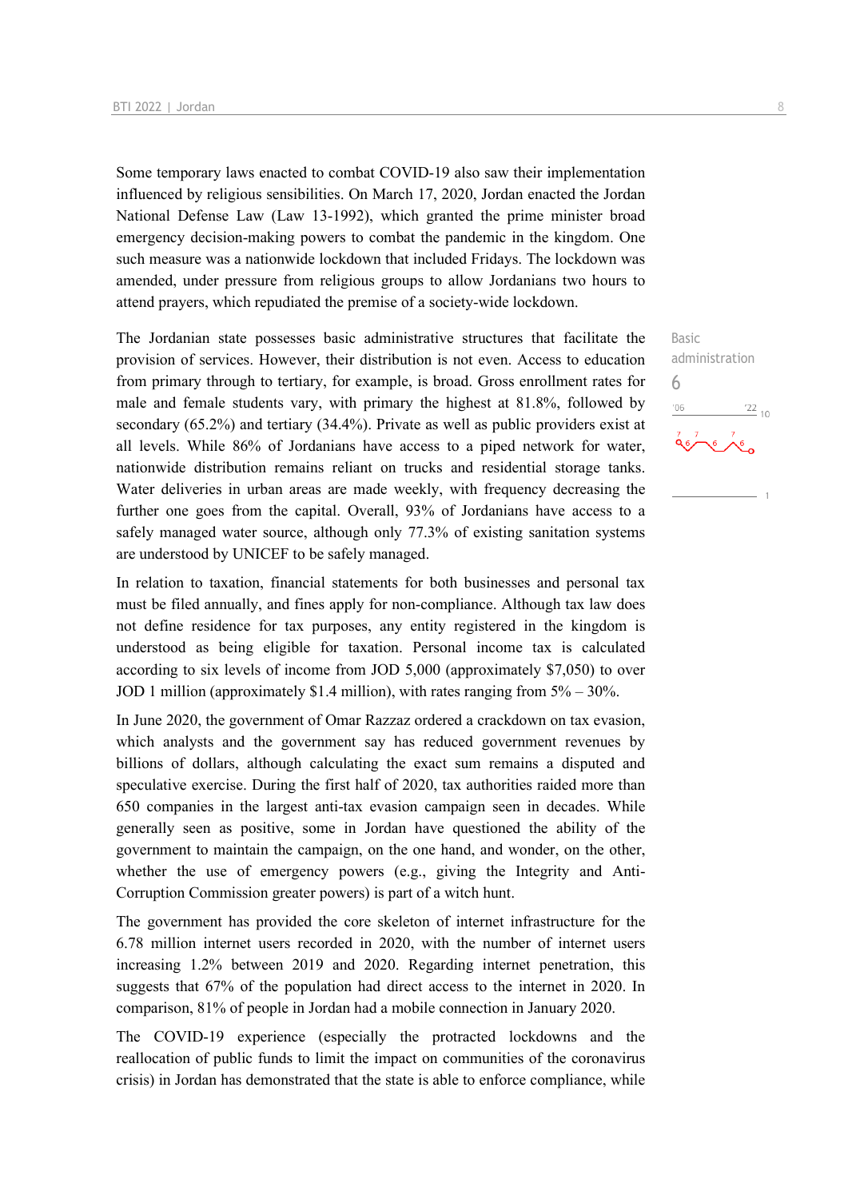Some temporary laws enacted to combat COVID-19 also saw their implementation influenced by religious sensibilities. On March 17, 2020, Jordan enacted the Jordan National Defense Law (Law 13-1992), which granted the prime minister broad emergency decision-making powers to combat the pandemic in the kingdom. One such measure was a nationwide lockdown that included Fridays. The lockdown was amended, under pressure from religious groups to allow Jordanians two hours to attend prayers, which repudiated the premise of a society-wide lockdown.

Basic administration
6

The Jordanian state possesses basic administrative structures that facilitate the provision of services. However, their distribution is not even. Access to education from primary through to tertiary, for example, is broad. Gross enrollment rates for male and female students vary, with primary the highest at 81.8%, followed by secondary (65.2%) and tertiary (34.4%). Private as well as public providers exist at all levels. While 86% of Jordanians have access to a piped network for water, nationwide distribution remains reliant on trucks and residential storage tanks. Water deliveries in urban areas are made weekly, with frequency decreasing the further one goes from the capital. Overall, 93% of Jordanians have access to a safely managed water source, although only 77.3% of existing sanitation systems are understood by UNICEF to be safely managed.

In relation to taxation, financial statements for both businesses and personal tax must be filed annually, and fines apply for non-compliance. Although tax law does not define residence for tax purposes, any entity registered in the kingdom is understood as being eligible for taxation. Personal income tax is calculated according to six levels of income from JOD 5,000 (approximately $7,050) to over JOD 1 million (approximately $1.4 million), with rates ranging from 5% – 30%.

In June 2020, the government of Omar Razzaz ordered a crackdown on tax evasion, which analysts and the government say has reduced government revenues by billions of dollars, although calculating the exact sum remains a disputed and speculative exercise. During the first half of 2020, tax authorities raided more than 650 companies in the largest anti-tax evasion campaign seen in decades. While generally seen as positive, some in Jordan have questioned the ability of the government to maintain the campaign, on the one hand, and wonder, on the other, whether the use of emergency powers (e.g., giving the Integrity and Anti-Corruption Commission greater powers) is part of a witch hunt.

The government has provided the core skeleton of internet infrastructure for the 6.78 million internet users recorded in 2020, with the number of internet users increasing 1.2% between 2019 and 2020. Regarding internet penetration, this suggests that 67% of the population had direct access to the internet in 2020. In comparison, 81% of people in Jordan had a mobile connection in January 2020.

The COVID-19 experience (especially the protracted lockdowns and the reallocation of public funds to limit the impact on communities of the coronavirus crisis) in Jordan has demonstrated that the state is able to enforce compliance, while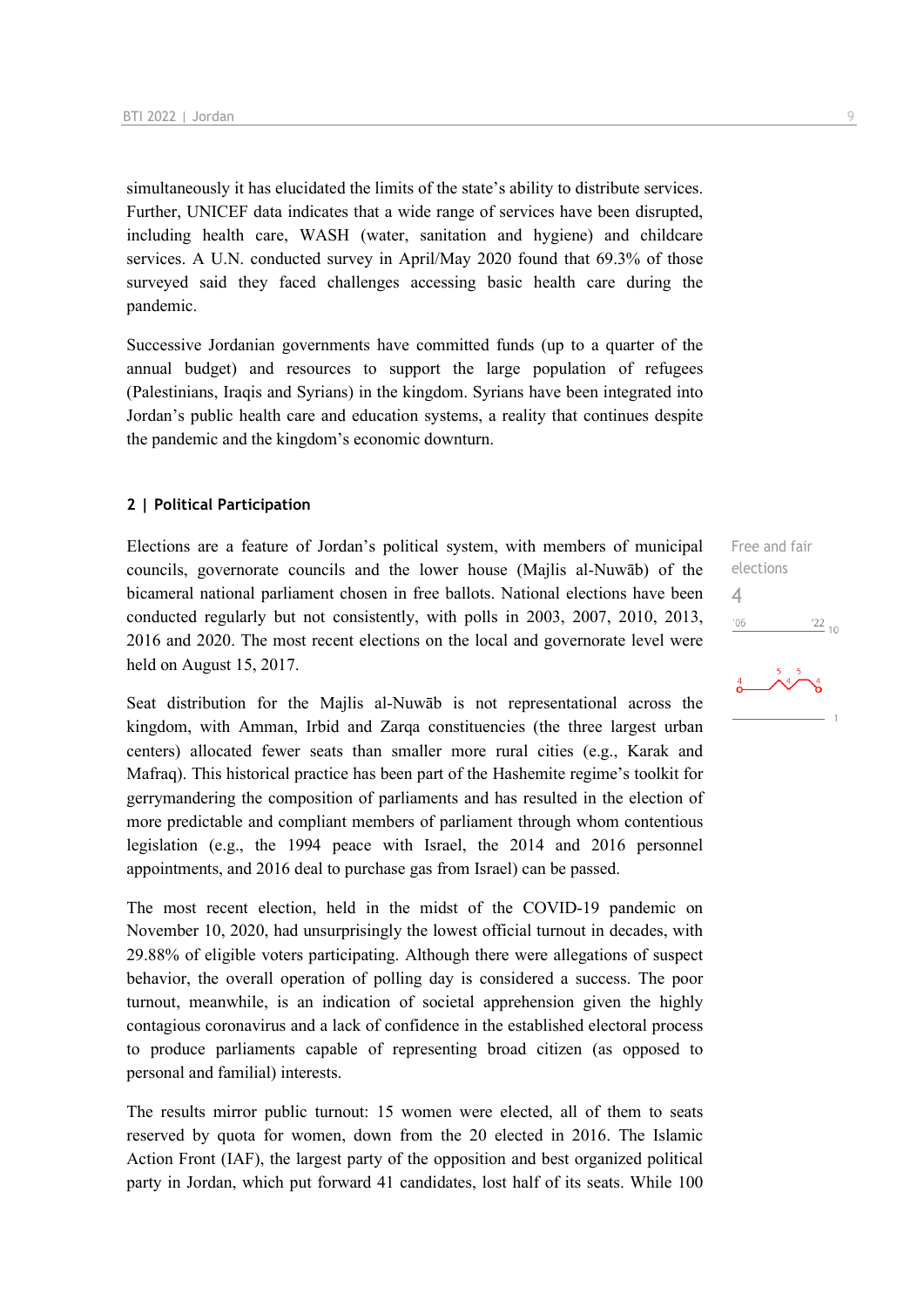simultaneously it has elucidated the limits of the state's ability to distribute services. Further, UNICEF data indicates that a wide range of services have been disrupted, including health care, WASH (water, sanitation and hygiene) and childcare services. A U.N. conducted survey in April/May 2020 found that 69.3% of those surveyed said they faced challenges accessing basic health care during the pandemic.

Successive Jordanian governments have committed funds (up to a quarter of the annual budget) and resources to support the large population of refugees (Palestinians, Iraqis and Syrians) in the kingdom. Syrians have been integrated into Jordan's public health care and education systems, a reality that continues despite the pandemic and the kingdom's economic downturn.

## 2 | Political Participation

Free and fair elections

4

Elections are a feature of Jordan's political system, with members of municipal councils, governorate councils and the lower house (Majlis al-Nuwāb) of the bicameral national parliament chosen in free ballots. National elections have been conducted regularly but not consistently, with polls in 2003, 2007, 2010, 2013, 2016 and 2020. The most recent elections on the local and governorate level were held on August 15, 2017.

Seat distribution for the Majlis al-Nuwāb is not representational across the kingdom, with Amman, Irbid and Zarqa constituencies (the three largest urban centers) allocated fewer seats than smaller more rural cities (e.g., Karak and Mafraq). This historical practice has been part of the Hashemite regime's toolkit for gerrymandering the composition of parliaments and has resulted in the election of more predictable and compliant members of parliament through whom contentious legislation (e.g., the 1994 peace with Israel, the 2014 and 2016 personnel appointments, and 2016 deal to purchase gas from Israel) can be passed.

The most recent election, held in the midst of the COVID-19 pandemic on November 10, 2020, had unsurprisingly the lowest official turnout in decades, with 29.88% of eligible voters participating. Although there were allegations of suspect behavior, the overall operation of polling day is considered a success. The poor turnout, meanwhile, is an indication of societal apprehension given the highly contagious coronavirus and a lack of confidence in the established electoral process to produce parliaments capable of representing broad citizen (as opposed to personal and familial) interests.

The results mirror public turnout: 15 women were elected, all of them to seats reserved by quota for women, down from the 20 elected in 2016. The Islamic Action Front (IAF), the largest party of the opposition and best organized political party in Jordan, which put forward 41 candidates, lost half of its seats. While 100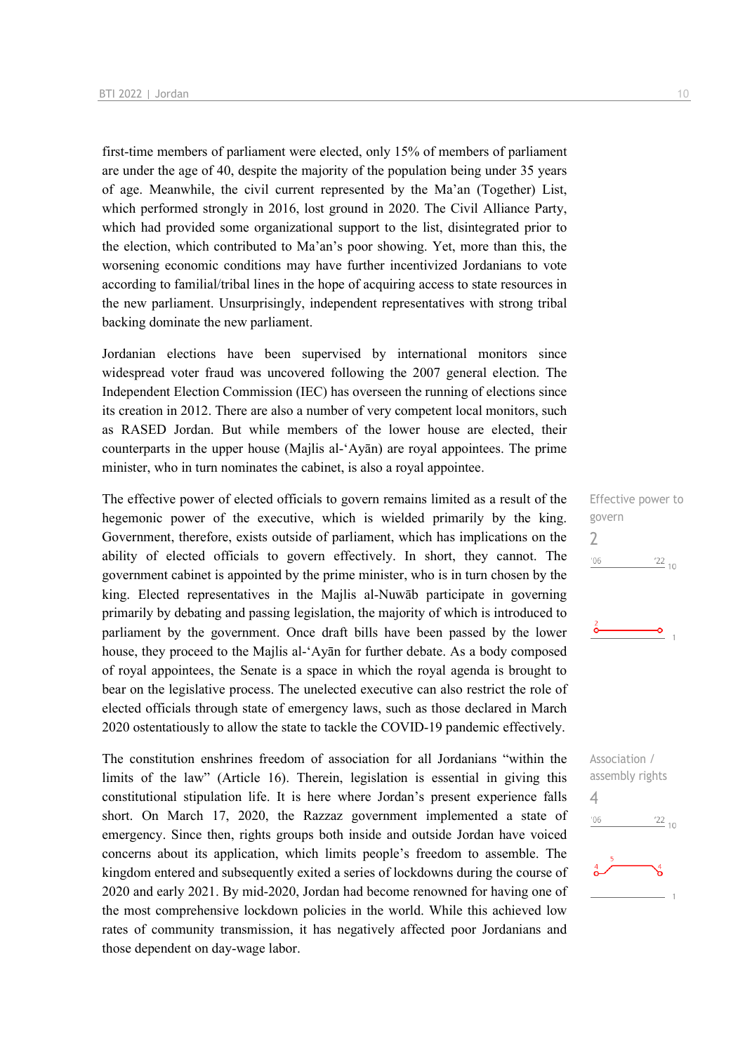first-time members of parliament were elected, only 15% of members of parliament are under the age of 40, despite the majority of the population being under 35 years of age. Meanwhile, the civil current represented by the Ma'an (Together) List, which performed strongly in 2016, lost ground in 2020. The Civil Alliance Party, which had provided some organizational support to the list, disintegrated prior to the election, which contributed to Ma'an's poor showing. Yet, more than this, the worsening economic conditions may have further incentivized Jordanians to vote according to familial/tribal lines in the hope of acquiring access to state resources in the new parliament. Unsurprisingly, independent representatives with strong tribal backing dominate the new parliament.

Jordanian elections have been supervised by international monitors since widespread voter fraud was uncovered following the 2007 general election. The Independent Election Commission (IEC) has overseen the running of elections since its creation in 2012. There are also a number of very competent local monitors, such as RASED Jordan. But while members of the lower house are elected, their counterparts in the upper house (Majlis al-'Ayān) are royal appointees. The prime minister, who in turn nominates the cabinet, is also a royal appointee.

Effective power to govern

2

The effective power of elected officials to govern remains limited as a result of the hegemonic power of the executive, which is wielded primarily by the king. Government, therefore, exists outside of parliament, which has implications on the ability of elected officials to govern effectively. In short, they cannot. The government cabinet is appointed by the prime minister, who is in turn chosen by the king. Elected representatives in the Majlis al-Nuwāb participate in governing primarily by debating and passing legislation, the majority of which is introduced to parliament by the government. Once draft bills have been passed by the lower house, they proceed to the Majlis al-'Ayān for further debate. As a body composed of royal appointees, the Senate is a space in which the royal agenda is brought to bear on the legislative process. The unelected executive can also restrict the role of elected officials through state of emergency laws, such as those declared in March 2020 ostentatiously to allow the state to tackle the COVID-19 pandemic effectively.

Association / assembly rights

4

The constitution enshrines freedom of association for all Jordanians "within the limits of the law" (Article 16). Therein, legislation is essential in giving this constitutional stipulation life. It is here where Jordan's present experience falls short. On March 17, 2020, the Razzaz government implemented a state of emergency. Since then, rights groups both inside and outside Jordan have voiced concerns about its application, which limits people's freedom to assemble. The kingdom entered and subsequently exited a series of lockdowns during the course of 2020 and early 2021. By mid-2020, Jordan had become renowned for having one of the most comprehensive lockdown policies in the world. While this achieved low rates of community transmission, it has negatively affected poor Jordanians and those dependent on day-wage labor.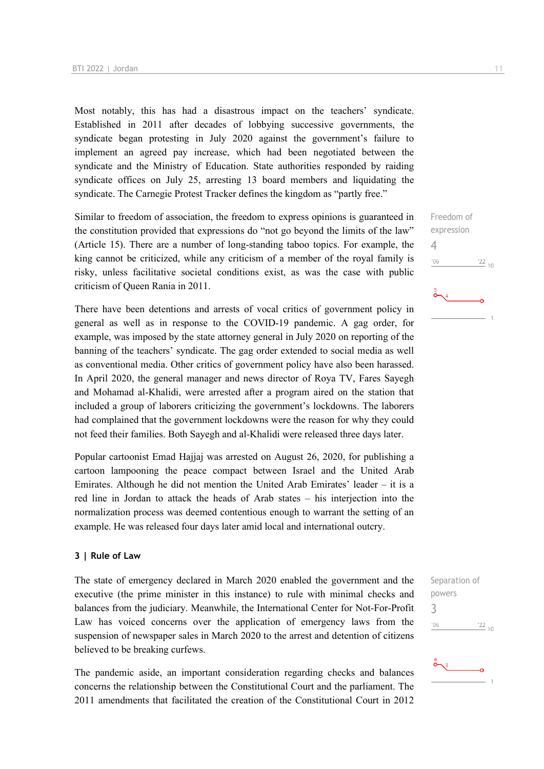Most notably, this has had a disastrous impact on the teachers' syndicate. Established in 2011 after decades of lobbying successive governments, the syndicate began protesting in July 2020 against the government's failure to implement an agreed pay increase, which had been negotiated between the syndicate and the Ministry of Education. State authorities responded by raiding syndicate offices on July 25, arresting 13 board members and liquidating the syndicate. The Carnegie Protest Tracker defines the kingdom as "partly free."

Freedom of expression
4

Similar to freedom of association, the freedom to express opinions is guaranteed in the constitution provided that expressions do "not go beyond the limits of the law" (Article 15). There are a number of long-standing taboo topics. For example, the king cannot be criticized, while any criticism of a member of the royal family is risky, unless facilitative societal conditions exist, as was the case with public criticism of Queen Rania in 2011.

There have been detentions and arrests of vocal critics of government policy in general as well as in response to the COVID-19 pandemic. A gag order, for example, was imposed by the state attorney general in July 2020 on reporting of the banning of the teachers' syndicate. The gag order extended to social media as well as conventional media. Other critics of government policy have also been harassed. In April 2020, the general manager and news director of Roya TV, Fares Sayegh and Mohamad al-Khalidi, were arrested after a program aired on the station that included a group of laborers criticizing the government's lockdowns. The laborers had complained that the government lockdowns were the reason for why they could not feed their families. Both Sayegh and al-Khalidi were released three days later.

Popular cartoonist Emad Hajjaj was arrested on August 26, 2020, for publishing a cartoon lampooning the peace compact between Israel and the United Arab Emirates. Although he did not mention the United Arab Emirates' leader – it is a red line in Jordan to attack the heads of Arab states – his interjection into the normalization process was deemed contentious enough to warrant the setting of an example. He was released four days later amid local and international outcry.

### 3 | Rule of Law

Separation of powers
3

The state of emergency declared in March 2020 enabled the government and the executive (the prime minister in this instance) to rule with minimal checks and balances from the judiciary. Meanwhile, the International Center for Not-For-Profit Law has voiced concerns over the application of emergency laws from the suspension of newspaper sales in March 2020 to the arrest and detention of citizens believed to be breaking curfews.

The pandemic aside, an important consideration regarding checks and balances concerns the relationship between the Constitutional Court and the parliament. The 2011 amendments that facilitated the creation of the Constitutional Court in 2012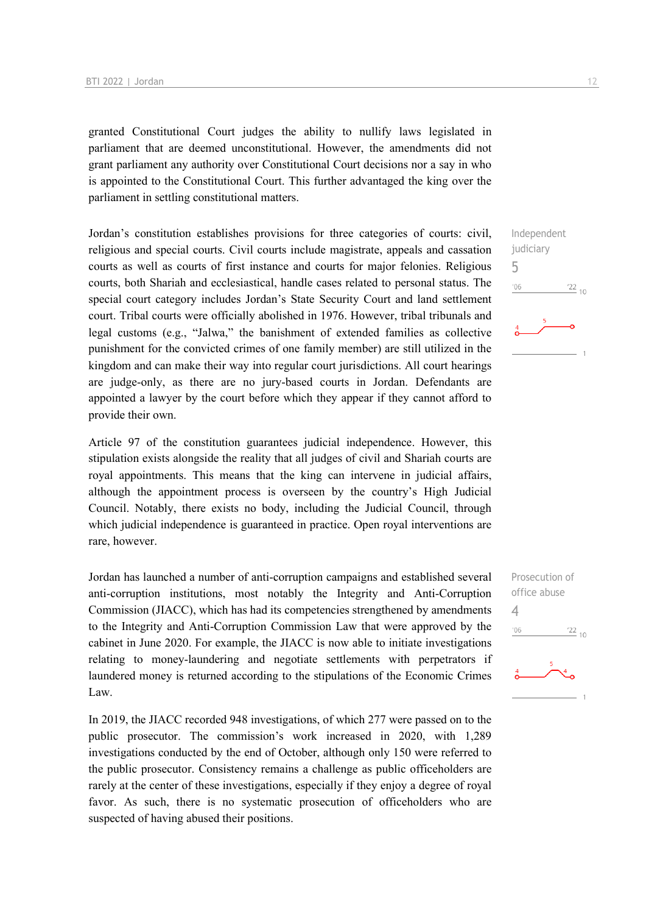granted Constitutional Court judges the ability to nullify laws legislated in parliament that are deemed unconstitutional. However, the amendments did not grant parliament any authority over Constitutional Court decisions nor a say in who is appointed to the Constitutional Court. This further advantaged the king over the parliament in settling constitutional matters.

Independent judiciary
5

Jordan's constitution establishes provisions for three categories of courts: civil, religious and special courts. Civil courts include magistrate, appeals and cassation courts as well as courts of first instance and courts for major felonies. Religious courts, both Shariah and ecclesiastical, handle cases related to personal status. The special court category includes Jordan's State Security Court and land settlement court. Tribal courts were officially abolished in 1976. However, tribal tribunals and legal customs (e.g., "Jalwa," the banishment of extended families as collective punishment for the convicted crimes of one family member) are still utilized in the kingdom and can make their way into regular court jurisdictions. All court hearings are judge-only, as there are no jury-based courts in Jordan. Defendants are appointed a lawyer by the court before which they appear if they cannot afford to provide their own.

Article 97 of the constitution guarantees judicial independence. However, this stipulation exists alongside the reality that all judges of civil and Shariah courts are royal appointments. This means that the king can intervene in judicial affairs, although the appointment process is overseen by the country's High Judicial Council. Notably, there exists no body, including the Judicial Council, through which judicial independence is guaranteed in practice. Open royal interventions are rare, however.

Prosecution of office abuse
4

Jordan has launched a number of anti-corruption campaigns and established several anti-corruption institutions, most notably the Integrity and Anti-Corruption Commission (JIACC), which has had its competencies strengthened by amendments to the Integrity and Anti-Corruption Commission Law that were approved by the cabinet in June 2020. For example, the JIACC is now able to initiate investigations relating to money-laundering and negotiate settlements with perpetrators if laundered money is returned according to the stipulations of the Economic Crimes Law.

In 2019, the JIACC recorded 948 investigations, of which 277 were passed on to the public prosecutor. The commission's work increased in 2020, with 1,289 investigations conducted by the end of October, although only 150 were referred to the public prosecutor. Consistency remains a challenge as public officeholders are rarely at the center of these investigations, especially if they enjoy a degree of royal favor. As such, there is no systematic prosecution of officeholders who are suspected of having abused their positions.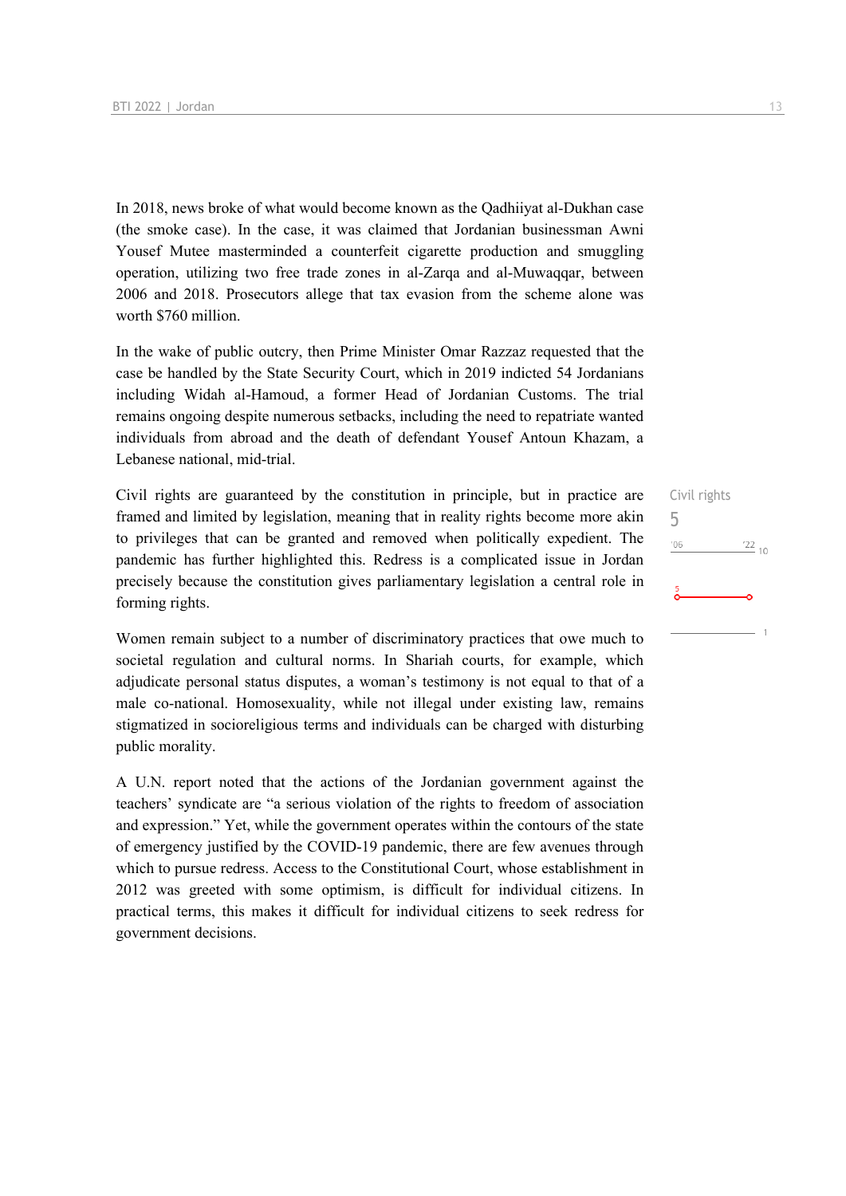In 2018, news broke of what would become known as the Qadhiiyat al-Dukhan case (the smoke case). In the case, it was claimed that Jordanian businessman Awni Yousef Mutee masterminded a counterfeit cigarette production and smuggling operation, utilizing two free trade zones in al-Zarqa and al-Muwaqqar, between 2006 and 2018. Prosecutors allege that tax evasion from the scheme alone was worth $760 million.

In the wake of public outcry, then Prime Minister Omar Razzaz requested that the case be handled by the State Security Court, which in 2019 indicted 54 Jordanians including Widah al-Hamoud, a former Head of Jordanian Customs. The trial remains ongoing despite numerous setbacks, including the need to repatriate wanted individuals from abroad and the death of defendant Yousef Antoun Khazam, a Lebanese national, mid-trial.

Civil rights are guaranteed by the constitution in principle, but in practice are framed and limited by legislation, meaning that in reality rights become more akin to privileges that can be granted and removed when politically expedient. The pandemic has further highlighted this. Redress is a complicated issue in Jordan precisely because the constitution gives parliamentary legislation a central role in forming rights.

Civil rights
5

Women remain subject to a number of discriminatory practices that owe much to societal regulation and cultural norms. In Shariah courts, for example, which adjudicate personal status disputes, a woman's testimony is not equal to that of a male co-national. Homosexuality, while not illegal under existing law, remains stigmatized in socioreligious terms and individuals can be charged with disturbing public morality.

A U.N. report noted that the actions of the Jordanian government against the teachers' syndicate are "a serious violation of the rights to freedom of association and expression." Yet, while the government operates within the contours of the state of emergency justified by the COVID-19 pandemic, there are few avenues through which to pursue redress. Access to the Constitutional Court, whose establishment in 2012 was greeted with some optimism, is difficult for individual citizens. In practical terms, this makes it difficult for individual citizens to seek redress for government decisions.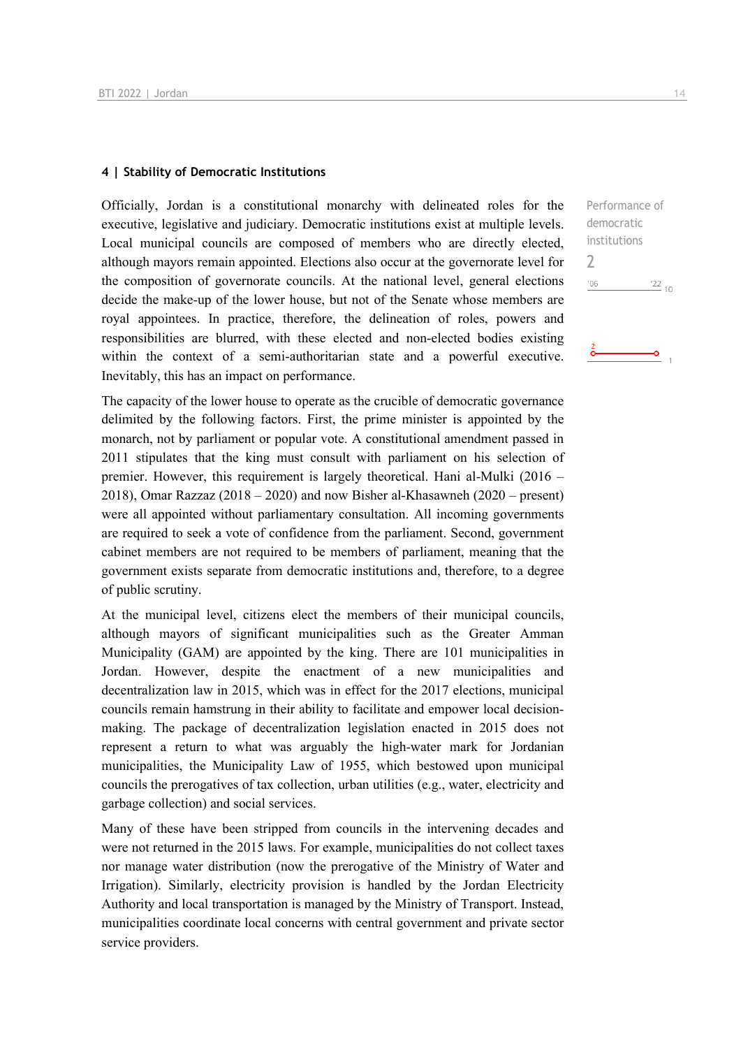## 4 | Stability of Democratic Institutions

Performance of democratic institutions

2

Officially, Jordan is a constitutional monarchy with delineated roles for the executive, legislative and judiciary. Democratic institutions exist at multiple levels. Local municipal councils are composed of members who are directly elected, although mayors remain appointed. Elections also occur at the governorate level for the composition of governorate councils. At the national level, general elections decide the make-up of the lower house, but not of the Senate whose members are royal appointees. In practice, therefore, the delineation of roles, powers and responsibilities are blurred, with these elected and non-elected bodies existing within the context of a semi-authoritarian state and a powerful executive. Inevitably, this has an impact on performance.

The capacity of the lower house to operate as the crucible of democratic governance delimited by the following factors. First, the prime minister is appointed by the monarch, not by parliament or popular vote. A constitutional amendment passed in 2011 stipulates that the king must consult with parliament on his selection of premier. However, this requirement is largely theoretical. Hani al-Mulki (2016 – 2018), Omar Razzaz (2018 – 2020) and now Bisher al-Khasawneh (2020 – present) were all appointed without parliamentary consultation. All incoming governments are required to seek a vote of confidence from the parliament. Second, government cabinet members are not required to be members of parliament, meaning that the government exists separate from democratic institutions and, therefore, to a degree of public scrutiny.

At the municipal level, citizens elect the members of their municipal councils, although mayors of significant municipalities such as the Greater Amman Municipality (GAM) are appointed by the king. There are 101 municipalities in Jordan. However, despite the enactment of a new municipalities and decentralization law in 2015, which was in effect for the 2017 elections, municipal councils remain hamstrung in their ability to facilitate and empower local decision-making. The package of decentralization legislation enacted in 2015 does not represent a return to what was arguably the high-water mark for Jordanian municipalities, the Municipality Law of 1955, which bestowed upon municipal councils the prerogatives of tax collection, urban utilities (e.g., water, electricity and garbage collection) and social services.

Many of these have been stripped from councils in the intervening decades and were not returned in the 2015 laws. For example, municipalities do not collect taxes nor manage water distribution (now the prerogative of the Ministry of Water and Irrigation). Similarly, electricity provision is handled by the Jordan Electricity Authority and local transportation is managed by the Ministry of Transport. Instead, municipalities coordinate local concerns with central government and private sector service providers.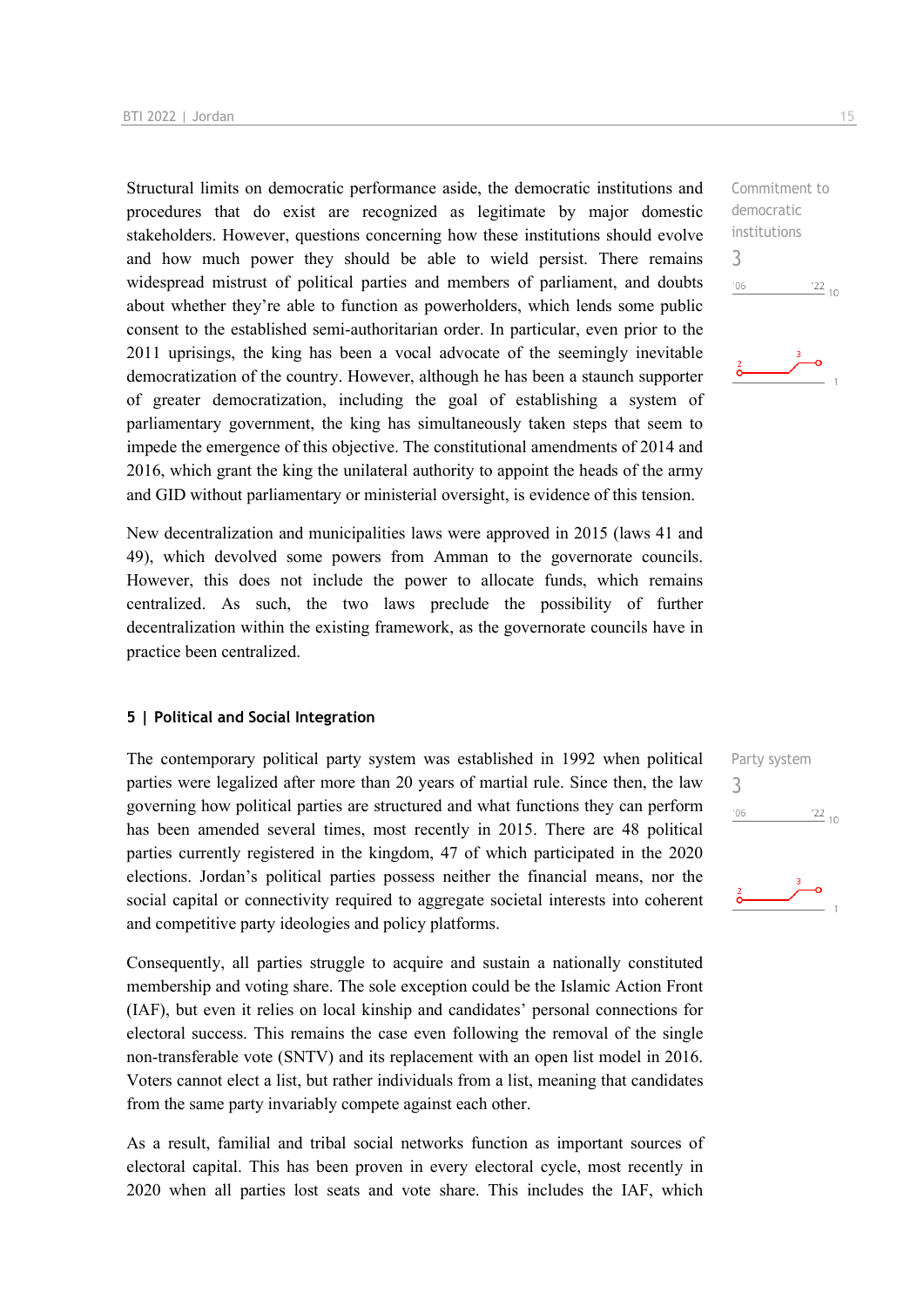Structural limits on democratic performance aside, the democratic institutions and procedures that do exist are recognized as legitimate by major domestic stakeholders. However, questions concerning how these institutions should evolve and how much power they should be able to wield persist. There remains widespread mistrust of political parties and members of parliament, and doubts about whether they're able to function as powerholders, which lends some public consent to the established semi-authoritarian order. In particular, even prior to the 2011 uprisings, the king has been a vocal advocate of the seemingly inevitable democratization of the country. However, although he has been a staunch supporter of greater democratization, including the goal of establishing a system of parliamentary government, the king has simultaneously taken steps that seem to impede the emergence of this objective. The constitutional amendments of 2014 and 2016, which grant the king the unilateral authority to appoint the heads of the army and GID without parliamentary or ministerial oversight, is evidence of this tension.

Commitment to democratic institutions
3

New decentralization and municipalities laws were approved in 2015 (laws 41 and 49), which devolved some powers from Amman to the governorate councils. However, this does not include the power to allocate funds, which remains centralized. As such, the two laws preclude the possibility of further decentralization within the existing framework, as the governorate councils have in practice been centralized.

## 5 | Political and Social Integration

The contemporary political party system was established in 1992 when political parties were legalized after more than 20 years of martial rule. Since then, the law governing how political parties are structured and what functions they can perform has been amended several times, most recently in 2015. There are 48 political parties currently registered in the kingdom, 47 of which participated in the 2020 elections. Jordan's political parties possess neither the financial means, nor the social capital or connectivity required to aggregate societal interests into coherent and competitive party ideologies and policy platforms.

Party system
3

Consequently, all parties struggle to acquire and sustain a nationally constituted membership and voting share. The sole exception could be the Islamic Action Front (IAF), but even it relies on local kinship and candidates' personal connections for electoral success. This remains the case even following the removal of the single non-transferable vote (SNTV) and its replacement with an open list model in 2016. Voters cannot elect a list, but rather individuals from a list, meaning that candidates from the same party invariably compete against each other.

As a result, familial and tribal social networks function as important sources of electoral capital. This has been proven in every electoral cycle, most recently in 2020 when all parties lost seats and vote share. This includes the IAF, which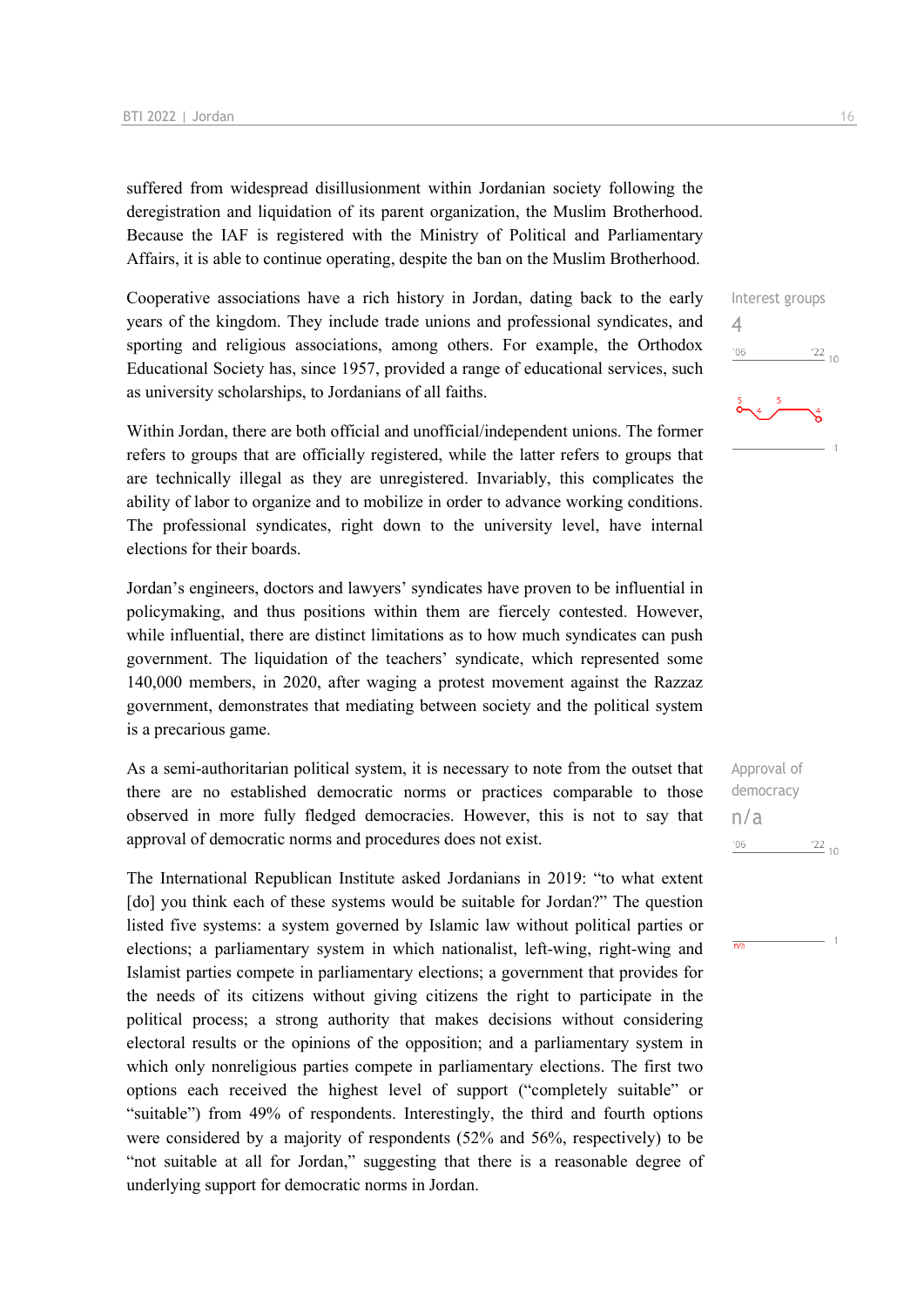suffered from widespread disillusionment within Jordanian society following the deregistration and liquidation of its parent organization, the Muslim Brotherhood. Because the IAF is registered with the Ministry of Political and Parliamentary Affairs, it is able to continue operating, despite the ban on the Muslim Brotherhood.

Cooperative associations have a rich history in Jordan, dating back to the early years of the kingdom. They include trade unions and professional syndicates, and sporting and religious associations, among others. For example, the Orthodox Educational Society has, since 1957, provided a range of educational services, such as university scholarships, to Jordanians of all faiths.

Interest groups
4

Within Jordan, there are both official and unofficial/independent unions. The former refers to groups that are officially registered, while the latter refers to groups that are technically illegal as they are unregistered. Invariably, this complicates the ability of labor to organize and to mobilize in order to advance working conditions. The professional syndicates, right down to the university level, have internal elections for their boards.

Jordan's engineers, doctors and lawyers' syndicates have proven to be influential in policymaking, and thus positions within them are fiercely contested. However, while influential, there are distinct limitations as to how much syndicates can push government. The liquidation of the teachers' syndicate, which represented some 140,000 members, in 2020, after waging a protest movement against the Razzaz government, demonstrates that mediating between society and the political system is a precarious game.

As a semi-authoritarian political system, it is necessary to note from the outset that there are no established democratic norms or practices comparable to those observed in more fully fledged democracies. However, this is not to say that approval of democratic norms and procedures does not exist.

Approval of democracy
n/a

The International Republican Institute asked Jordanians in 2019: "to what extent [do] you think each of these systems would be suitable for Jordan?" The question listed five systems: a system governed by Islamic law without political parties or elections; a parliamentary system in which nationalist, left-wing, right-wing and Islamist parties compete in parliamentary elections; a government that provides for the needs of its citizens without giving citizens the right to participate in the political process; a strong authority that makes decisions without considering electoral results or the opinions of the opposition; and a parliamentary system in which only nonreligious parties compete in parliamentary elections. The first two options each received the highest level of support ("completely suitable" or "suitable") from 49% of respondents. Interestingly, the third and fourth options were considered by a majority of respondents (52% and 56%, respectively) to be "not suitable at all for Jordan," suggesting that there is a reasonable degree of underlying support for democratic norms in Jordan.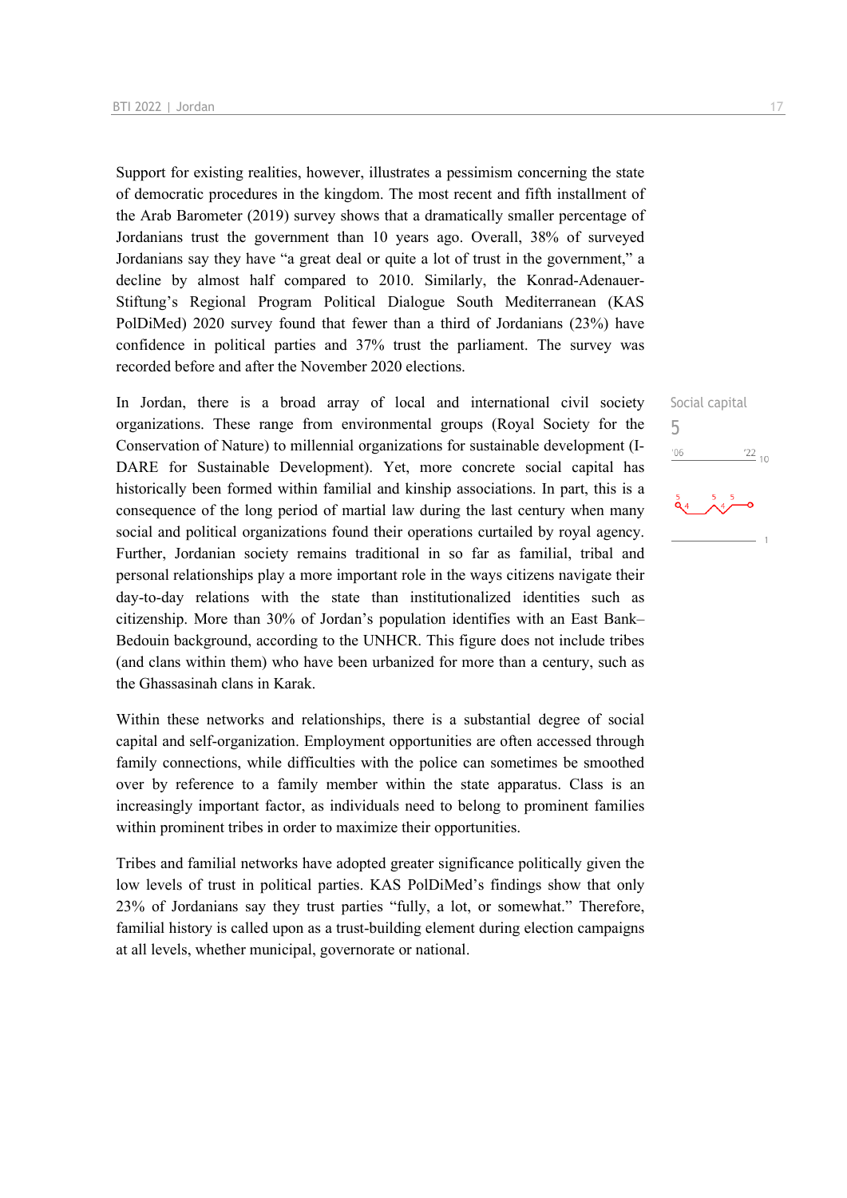Support for existing realities, however, illustrates a pessimism concerning the state of democratic procedures in the kingdom. The most recent and fifth installment of the Arab Barometer (2019) survey shows that a dramatically smaller percentage of Jordanians trust the government than 10 years ago. Overall, 38% of surveyed Jordanians say they have "a great deal or quite a lot of trust in the government," a decline by almost half compared to 2010. Similarly, the Konrad-Adenauer-Stiftung's Regional Program Political Dialogue South Mediterranean (KAS PolDiMed) 2020 survey found that fewer than a third of Jordanians (23%) have confidence in political parties and 37% trust the parliament. The survey was recorded before and after the November 2020 elections.

Social capital

5

In Jordan, there is a broad array of local and international civil society organizations. These range from environmental groups (Royal Society for the Conservation of Nature) to millennial organizations for sustainable development (I-DARE for Sustainable Development). Yet, more concrete social capital has historically been formed within familial and kinship associations. In part, this is a consequence of the long period of martial law during the last century when many social and political organizations found their operations curtailed by royal agency. Further, Jordanian society remains traditional in so far as familial, tribal and personal relationships play a more important role in the ways citizens navigate their day-to-day relations with the state than institutionalized identities such as citizenship. More than 30% of Jordan's population identifies with an East Bank–Bedouin background, according to the UNHCR. This figure does not include tribes (and clans within them) who have been urbanized for more than a century, such as the Ghassasinah clans in Karak.

Within these networks and relationships, there is a substantial degree of social capital and self-organization. Employment opportunities are often accessed through family connections, while difficulties with the police can sometimes be smoothed over by reference to a family member within the state apparatus. Class is an increasingly important factor, as individuals need to belong to prominent families within prominent tribes in order to maximize their opportunities.

Tribes and familial networks have adopted greater significance politically given the low levels of trust in political parties. KAS PolDiMed's findings show that only 23% of Jordanians say they trust parties "fully, a lot, or somewhat." Therefore, familial history is called upon as a trust-building element during election campaigns at all levels, whether municipal, governorate or national.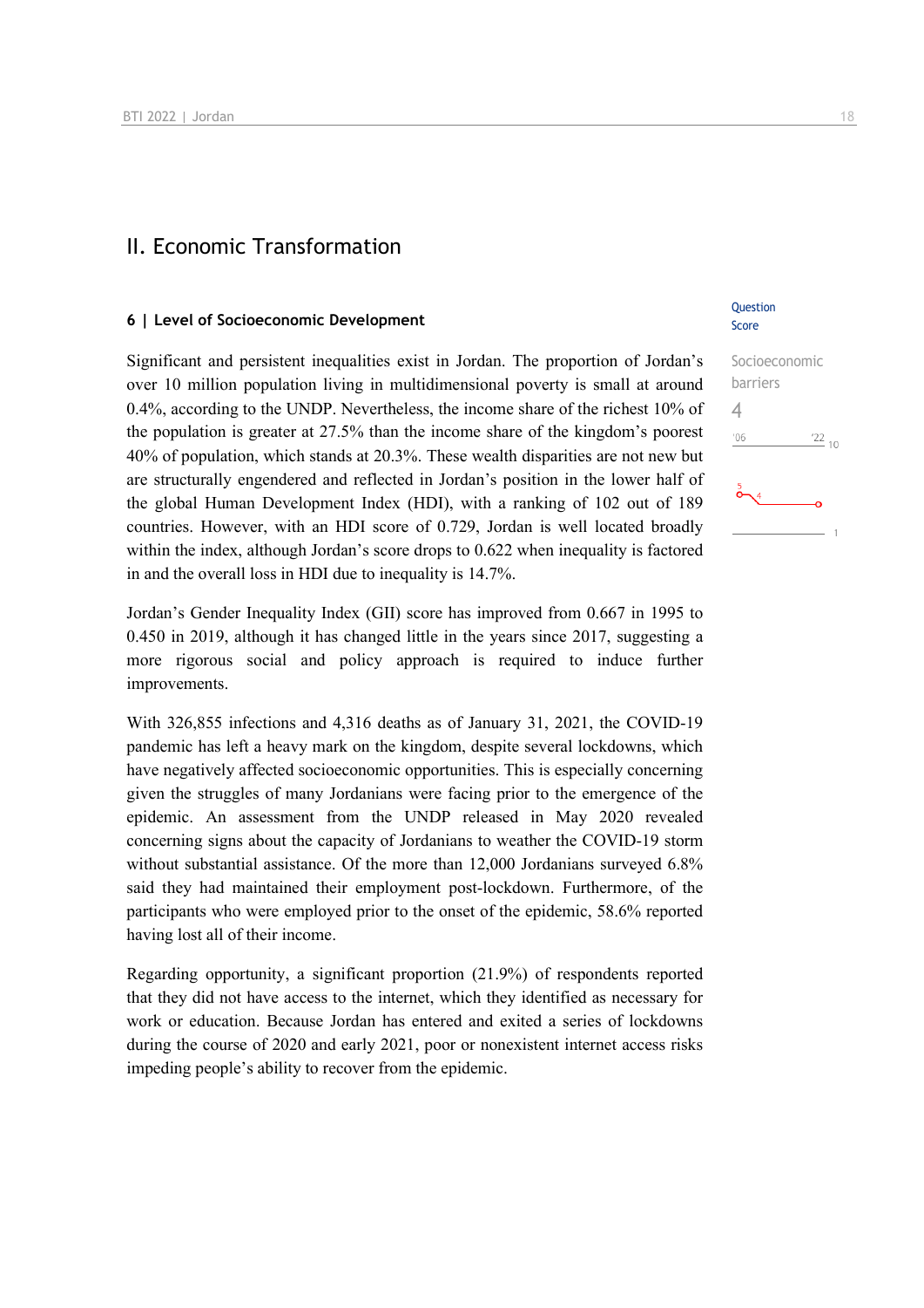# II. Economic Transformation

## 6 | Level of Socioeconomic Development

Question Score

Socioeconomic barriers
4

Significant and persistent inequalities exist in Jordan. The proportion of Jordan's over 10 million population living in multidimensional poverty is small at around 0.4%, according to the UNDP. Nevertheless, the income share of the richest 10% of the population is greater at 27.5% than the income share of the kingdom's poorest 40% of population, which stands at 20.3%. These wealth disparities are not new but are structurally engendered and reflected in Jordan's position in the lower half of the global Human Development Index (HDI), with a ranking of 102 out of 189 countries. However, with an HDI score of 0.729, Jordan is well located broadly within the index, although Jordan's score drops to 0.622 when inequality is factored in and the overall loss in HDI due to inequality is 14.7%.

Jordan's Gender Inequality Index (GII) score has improved from 0.667 in 1995 to 0.450 in 2019, although it has changed little in the years since 2017, suggesting a more rigorous social and policy approach is required to induce further improvements.

With 326,855 infections and 4,316 deaths as of January 31, 2021, the COVID-19 pandemic has left a heavy mark on the kingdom, despite several lockdowns, which have negatively affected socioeconomic opportunities. This is especially concerning given the struggles of many Jordanians were facing prior to the emergence of the epidemic. An assessment from the UNDP released in May 2020 revealed concerning signs about the capacity of Jordanians to weather the COVID-19 storm without substantial assistance. Of the more than 12,000 Jordanians surveyed 6.8% said they had maintained their employment post-lockdown. Furthermore, of the participants who were employed prior to the onset of the epidemic, 58.6% reported having lost all of their income.

Regarding opportunity, a significant proportion (21.9%) of respondents reported that they did not have access to the internet, which they identified as necessary for work or education. Because Jordan has entered and exited a series of lockdowns during the course of 2020 and early 2021, poor or nonexistent internet access risks impeding people's ability to recover from the epidemic.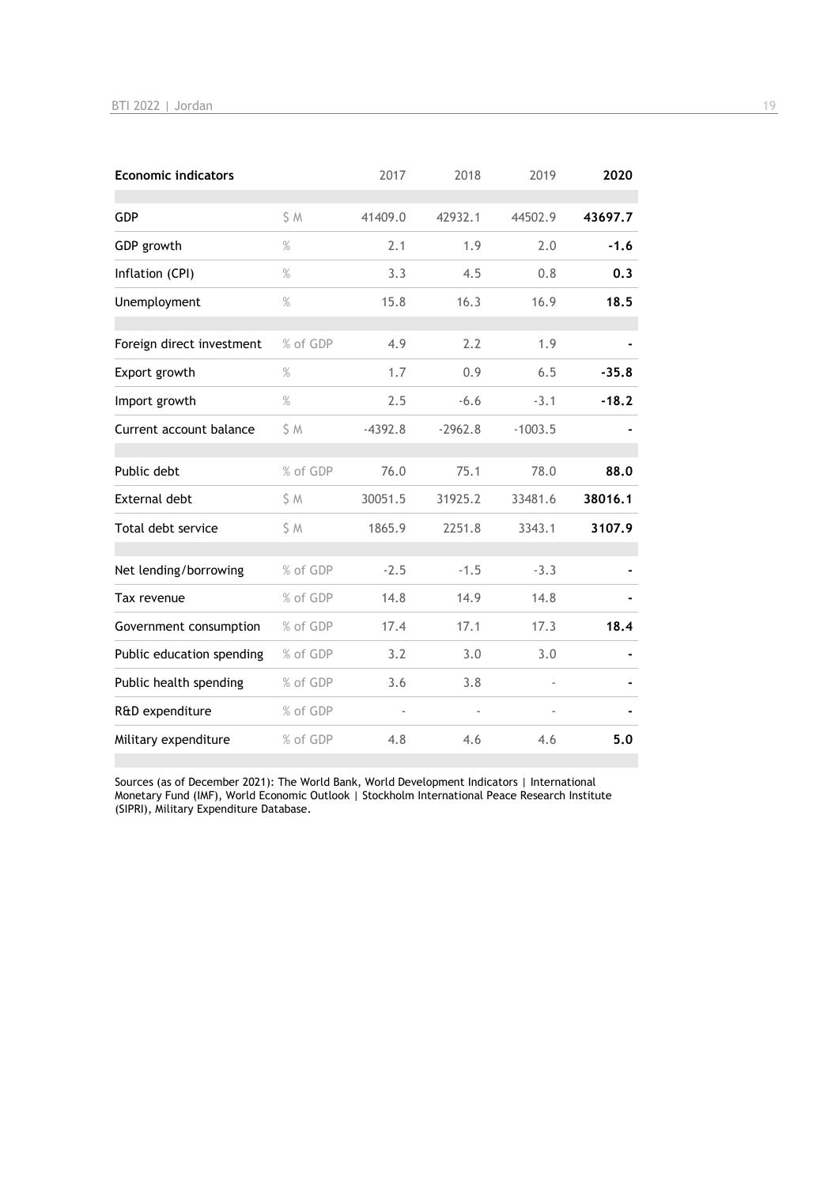| Economic indicators | | 2017 | 2018 | 2019 | **2020** |
|---|---|---|---|---|---|
| GDP | $ M | 41409.0 | 42932.1 | 44502.9 | **43697.7** |
| GDP growth | % | 2.1 | 1.9 | 2.0 | **-1.6** |
| Inflation (CPI) | % | 3.3 | 4.5 | 0.8 | **0.3** |
| Unemployment | % | 15.8 | 16.3 | 16.9 | **18.5** |
| Foreign direct investment | % of GDP | 4.9 | 2.2 | 1.9 | **-** |
| Export growth | % | 1.7 | 0.9 | 6.5 | **-35.8** |
| Import growth | % | 2.5 | -6.6 | -3.1 | **-18.2** |
| Current account balance | $ M | -4392.8 | -2962.8 | -1003.5 | **-** |
| Public debt | % of GDP | 76.0 | 75.1 | 78.0 | **88.0** |
| External debt | $ M | 30051.5 | 31925.2 | 33481.6 | **38016.1** |
| Total debt service | $ M | 1865.9 | 2251.8 | 3343.1 | **3107.9** |
| Net lending/borrowing | % of GDP | -2.5 | -1.5 | -3.3 | **-** |
| Tax revenue | % of GDP | 14.8 | 14.9 | 14.8 | **-** |
| Government consumption | % of GDP | 17.4 | 17.1 | 17.3 | **18.4** |
| Public education spending | % of GDP | 3.2 | 3.0 | 3.0 | **-** |
| Public health spending | % of GDP | 3.6 | 3.8 | - | **-** |
| R&D expenditure | % of GDP | - | - | - | **-** |
| Military expenditure | % of GDP | 4.8 | 4.6 | 4.6 | **5.0** |

Sources (as of December 2021): The World Bank, World Development Indicators | International Monetary Fund (IMF), World Economic Outlook | Stockholm International Peace Research Institute (SIPRI), Military Expenditure Database.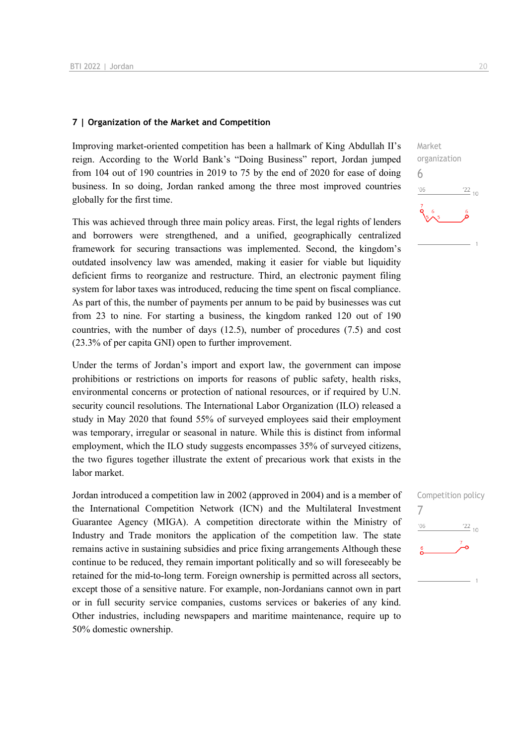### 7 | Organization of the Market and Competition

Market organization
6

Improving market-oriented competition has been a hallmark of King Abdullah II's reign. According to the World Bank's "Doing Business" report, Jordan jumped from 104 out of 190 countries in 2019 to 75 by the end of 2020 for ease of doing business. In so doing, Jordan ranked among the three most improved countries globally for the first time.

This was achieved through three main policy areas. First, the legal rights of lenders and borrowers were strengthened, and a unified, geographically centralized framework for securing transactions was implemented. Second, the kingdom's outdated insolvency law was amended, making it easier for viable but liquidity deficient firms to reorganize and restructure. Third, an electronic payment filing system for labor taxes was introduced, reducing the time spent on fiscal compliance. As part of this, the number of payments per annum to be paid by businesses was cut from 23 to nine. For starting a business, the kingdom ranked 120 out of 190 countries, with the number of days (12.5), number of procedures (7.5) and cost (23.3% of per capita GNI) open to further improvement.

Under the terms of Jordan's import and export law, the government can impose prohibitions or restrictions on imports for reasons of public safety, health risks, environmental concerns or protection of national resources, or if required by U.N. security council resolutions. The International Labor Organization (ILO) released a study in May 2020 that found 55% of surveyed employees said their employment was temporary, irregular or seasonal in nature. While this is distinct from informal employment, which the ILO study suggests encompasses 35% of surveyed citizens, the two figures together illustrate the extent of precarious work that exists in the labor market.

Competition policy
7

Jordan introduced a competition law in 2002 (approved in 2004) and is a member of the International Competition Network (ICN) and the Multilateral Investment Guarantee Agency (MIGA). A competition directorate within the Ministry of Industry and Trade monitors the application of the competition law. The state remains active in sustaining subsidies and price fixing arrangements Although these continue to be reduced, they remain important politically and so will foreseeably be retained for the mid-to-long term. Foreign ownership is permitted across all sectors, except those of a sensitive nature. For example, non-Jordanians cannot own in part or in full security service companies, customs services or bakeries of any kind. Other industries, including newspapers and maritime maintenance, require up to 50% domestic ownership.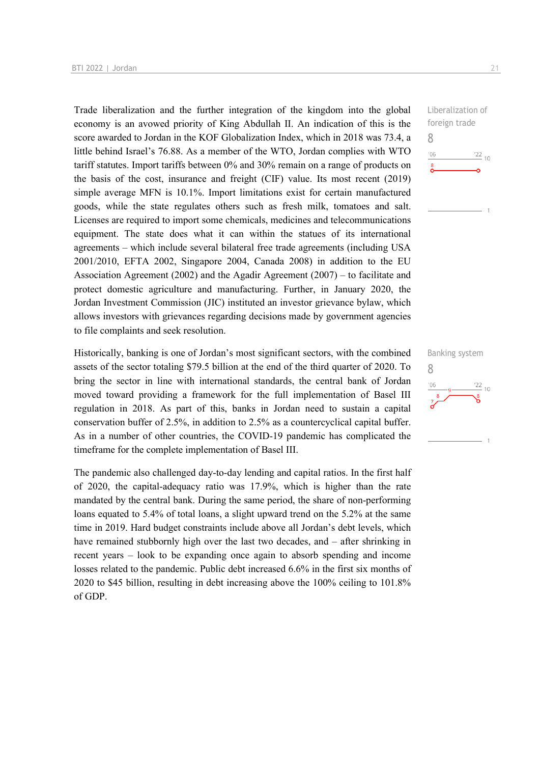Trade liberalization and the further integration of the kingdom into the global economy is an avowed priority of King Abdullah II. An indication of this is the score awarded to Jordan in the KOF Globalization Index, which in 2018 was 73.4, a little behind Israel's 76.88. As a member of the WTO, Jordan complies with WTO tariff statutes. Import tariffs between 0% and 30% remain on a range of products on the basis of the cost, insurance and freight (CIF) value. Its most recent (2019) simple average MFN is 10.1%. Import limitations exist for certain manufactured goods, while the state regulates others such as fresh milk, tomatoes and salt. Licenses are required to import some chemicals, medicines and telecommunications equipment. The state does what it can within the statues of its international agreements – which include several bilateral free trade agreements (including USA 2001/2010, EFTA 2002, Singapore 2004, Canada 2008) in addition to the EU Association Agreement (2002) and the Agadir Agreement (2007) – to facilitate and protect domestic agriculture and manufacturing. Further, in January 2020, the Jordan Investment Commission (JIC) instituted an investor grievance bylaw, which allows investors with grievances regarding decisions made by government agencies to file complaints and seek resolution.

Liberalization of foreign trade

8

Historically, banking is one of Jordan's most significant sectors, with the combined assets of the sector totaling $79.5 billion at the end of the third quarter of 2020. To bring the sector in line with international standards, the central bank of Jordan moved toward providing a framework for the full implementation of Basel III regulation in 2018. As part of this, banks in Jordan need to sustain a capital conservation buffer of 2.5%, in addition to 2.5% as a countercyclical capital buffer. As in a number of other countries, the COVID-19 pandemic has complicated the timeframe for the complete implementation of Basel III.

Banking system

8

The pandemic also challenged day-to-day lending and capital ratios. In the first half of 2020, the capital-adequacy ratio was 17.9%, which is higher than the rate mandated by the central bank. During the same period, the share of non-performing loans equated to 5.4% of total loans, a slight upward trend on the 5.2% at the same time in 2019. Hard budget constraints include above all Jordan's debt levels, which have remained stubbornly high over the last two decades, and – after shrinking in recent years – look to be expanding once again to absorb spending and income losses related to the pandemic. Public debt increased 6.6% in the first six months of 2020 to $45 billion, resulting in debt increasing above the 100% ceiling to 101.8% of GDP.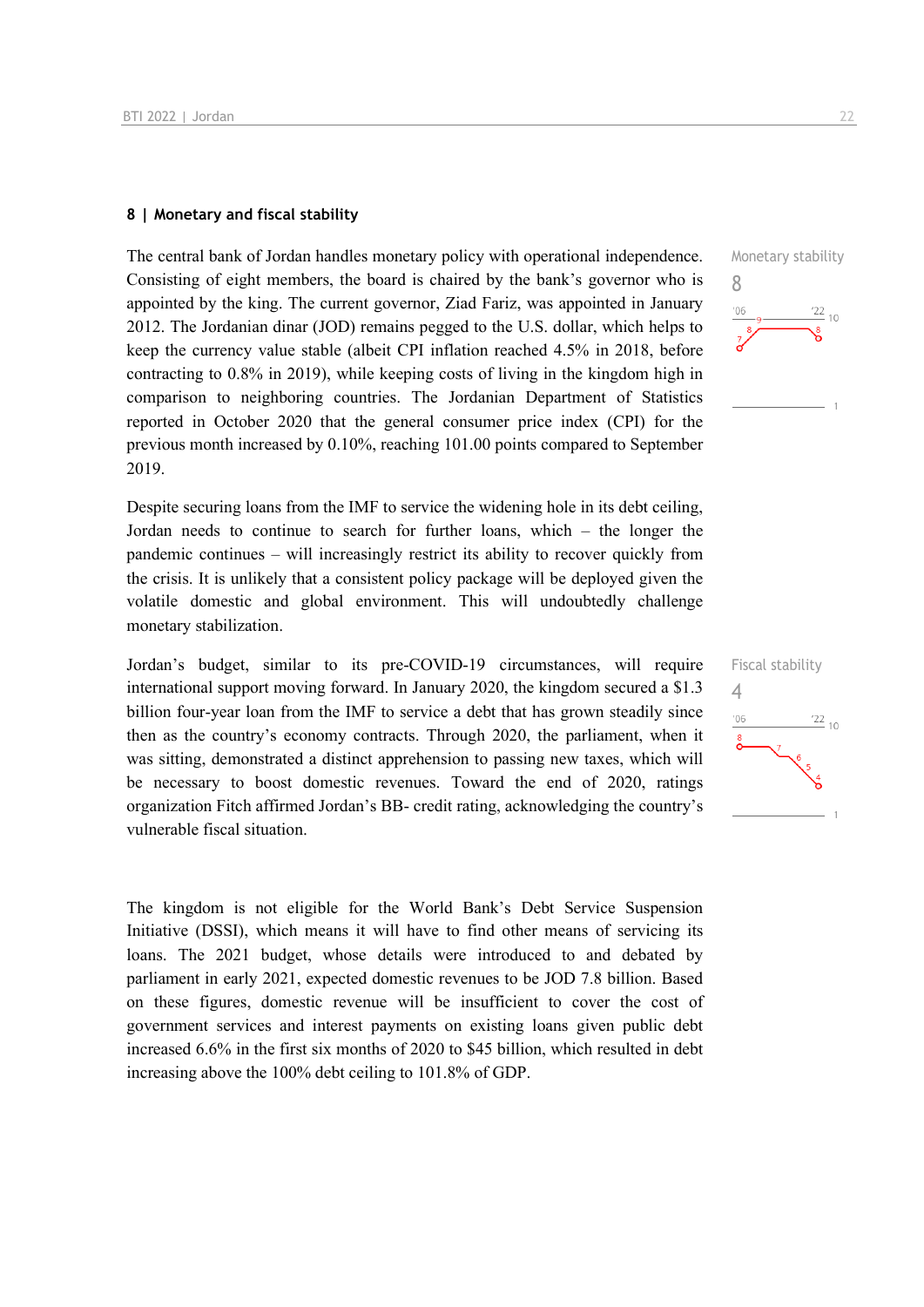## 8 | Monetary and fiscal stability

Monetary stability
8

The central bank of Jordan handles monetary policy with operational independence. Consisting of eight members, the board is chaired by the bank's governor who is appointed by the king. The current governor, Ziad Fariz, was appointed in January 2012. The Jordanian dinar (JOD) remains pegged to the U.S. dollar, which helps to keep the currency value stable (albeit CPI inflation reached 4.5% in 2018, before contracting to 0.8% in 2019), while keeping costs of living in the kingdom high in comparison to neighboring countries. The Jordanian Department of Statistics reported in October 2020 that the general consumer price index (CPI) for the previous month increased by 0.10%, reaching 101.00 points compared to September 2019.

Despite securing loans from the IMF to service the widening hole in its debt ceiling, Jordan needs to continue to search for further loans, which – the longer the pandemic continues – will increasingly restrict its ability to recover quickly from the crisis. It is unlikely that a consistent policy package will be deployed given the volatile domestic and global environment. This will undoubtedly challenge monetary stabilization.

Fiscal stability
4

Jordan's budget, similar to its pre-COVID-19 circumstances, will require international support moving forward. In January 2020, the kingdom secured a $1.3 billion four-year loan from the IMF to service a debt that has grown steadily since then as the country's economy contracts. Through 2020, the parliament, when it was sitting, demonstrated a distinct apprehension to passing new taxes, which will be necessary to boost domestic revenues. Toward the end of 2020, ratings organization Fitch affirmed Jordan's BB- credit rating, acknowledging the country's vulnerable fiscal situation.

The kingdom is not eligible for the World Bank's Debt Service Suspension Initiative (DSSI), which means it will have to find other means of servicing its loans. The 2021 budget, whose details were introduced to and debated by parliament in early 2021, expected domestic revenues to be JOD 7.8 billion. Based on these figures, domestic revenue will be insufficient to cover the cost of government services and interest payments on existing loans given public debt increased 6.6% in the first six months of 2020 to $45 billion, which resulted in debt increasing above the 100% debt ceiling to 101.8% of GDP.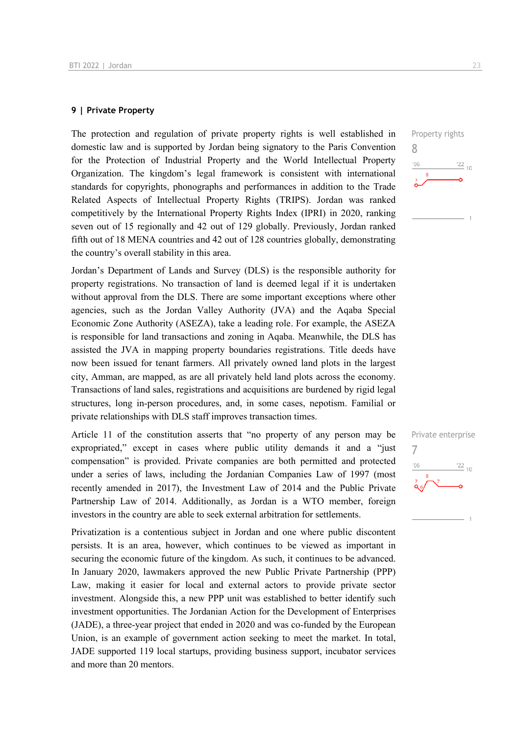## 9 | Private Property

The protection and regulation of private property rights is well established in domestic law and is supported by Jordan being signatory to the Paris Convention for the Protection of Industrial Property and the World Intellectual Property Organization. The kingdom's legal framework is consistent with international standards for copyrights, phonographs and performances in addition to the Trade Related Aspects of Intellectual Property Rights (TRIPS). Jordan was ranked competitively by the International Property Rights Index (IPRI) in 2020, ranking seven out of 15 regionally and 42 out of 129 globally. Previously, Jordan ranked fifth out of 18 MENA countries and 42 out of 128 countries globally, demonstrating the country's overall stability in this area.

Property rights
8

Jordan's Department of Lands and Survey (DLS) is the responsible authority for property registrations. No transaction of land is deemed legal if it is undertaken without approval from the DLS. There are some important exceptions where other agencies, such as the Jordan Valley Authority (JVA) and the Aqaba Special Economic Zone Authority (ASEZA), take a leading role. For example, the ASEZA is responsible for land transactions and zoning in Aqaba. Meanwhile, the DLS has assisted the JVA in mapping property boundaries registrations. Title deeds have now been issued for tenant farmers. All privately owned land plots in the largest city, Amman, are mapped, as are all privately held land plots across the economy. Transactions of land sales, registrations and acquisitions are burdened by rigid legal structures, long in-person procedures, and, in some cases, nepotism. Familial or private relationships with DLS staff improves transaction times.

Article 11 of the constitution asserts that "no property of any person may be expropriated," except in cases where public utility demands it and a "just compensation" is provided. Private companies are both permitted and protected under a series of laws, including the Jordanian Companies Law of 1997 (most recently amended in 2017), the Investment Law of 2014 and the Public Private Partnership Law of 2014. Additionally, as Jordan is a WTO member, foreign investors in the country are able to seek external arbitration for settlements.

Private enterprise
7

Privatization is a contentious subject in Jordan and one where public discontent persists. It is an area, however, which continues to be viewed as important in securing the economic future of the kingdom. As such, it continues to be advanced. In January 2020, lawmakers approved the new Public Private Partnership (PPP) Law, making it easier for local and external actors to provide private sector investment. Alongside this, a new PPP unit was established to better identify such investment opportunities. The Jordanian Action for the Development of Enterprises (JADE), a three-year project that ended in 2020 and was co-funded by the European Union, is an example of government action seeking to meet the market. In total, JADE supported 119 local startups, providing business support, incubator services and more than 20 mentors.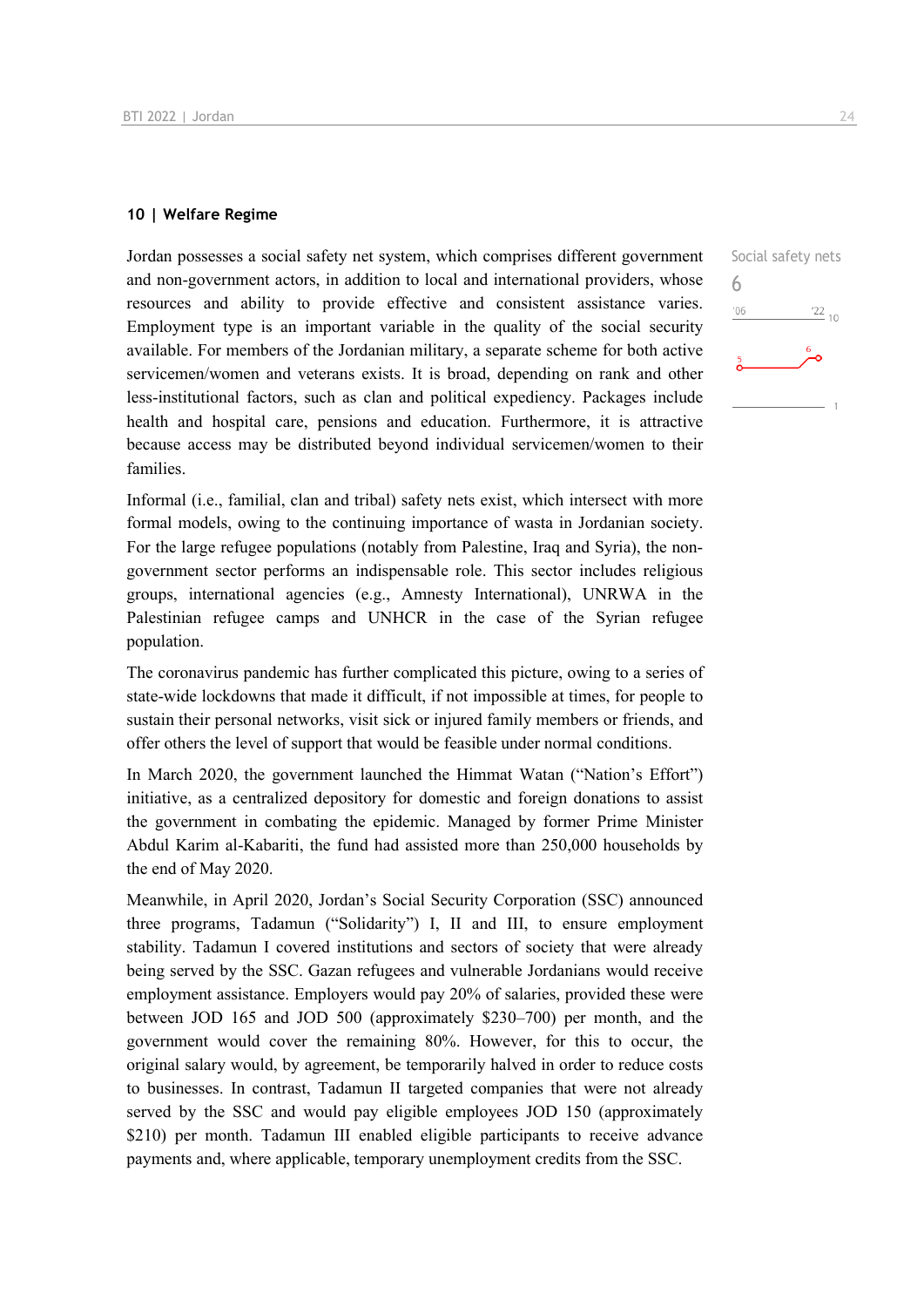## 10 | Welfare Regime

Social safety nets

6

Jordan possesses a social safety net system, which comprises different government and non-government actors, in addition to local and international providers, whose resources and ability to provide effective and consistent assistance varies. Employment type is an important variable in the quality of the social security available. For members of the Jordanian military, a separate scheme for both active servicemen/women and veterans exists. It is broad, depending on rank and other less-institutional factors, such as clan and political expediency. Packages include health and hospital care, pensions and education. Furthermore, it is attractive because access may be distributed beyond individual servicemen/women to their families.

Informal (i.e., familial, clan and tribal) safety nets exist, which intersect with more formal models, owing to the continuing importance of wasta in Jordanian society. For the large refugee populations (notably from Palestine, Iraq and Syria), the non-government sector performs an indispensable role. This sector includes religious groups, international agencies (e.g., Amnesty International), UNRWA in the Palestinian refugee camps and UNHCR in the case of the Syrian refugee population.

The coronavirus pandemic has further complicated this picture, owing to a series of state-wide lockdowns that made it difficult, if not impossible at times, for people to sustain their personal networks, visit sick or injured family members or friends, and offer others the level of support that would be feasible under normal conditions.

In March 2020, the government launched the Himmat Watan ("Nation's Effort") initiative, as a centralized depository for domestic and foreign donations to assist the government in combating the epidemic. Managed by former Prime Minister Abdul Karim al-Kabariti, the fund had assisted more than 250,000 households by the end of May 2020.

Meanwhile, in April 2020, Jordan's Social Security Corporation (SSC) announced three programs, Tadamun ("Solidarity") I, II and III, to ensure employment stability. Tadamun I covered institutions and sectors of society that were already being served by the SSC. Gazan refugees and vulnerable Jordanians would receive employment assistance. Employers would pay 20% of salaries, provided these were between JOD 165 and JOD 500 (approximately $230–700) per month, and the government would cover the remaining 80%. However, for this to occur, the original salary would, by agreement, be temporarily halved in order to reduce costs to businesses. In contrast, Tadamun II targeted companies that were not already served by the SSC and would pay eligible employees JOD 150 (approximately $210) per month. Tadamun III enabled eligible participants to receive advance payments and, where applicable, temporary unemployment credits from the SSC.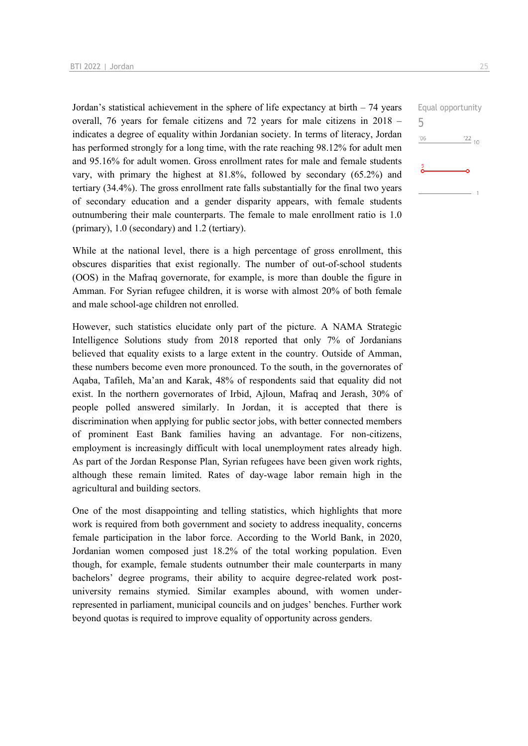Equal opportunity
5

Jordan's statistical achievement in the sphere of life expectancy at birth – 74 years overall, 76 years for female citizens and 72 years for male citizens in 2018 – indicates a degree of equality within Jordanian society. In terms of literacy, Jordan has performed strongly for a long time, with the rate reaching 98.12% for adult men and 95.16% for adult women. Gross enrollment rates for male and female students vary, with primary the highest at 81.8%, followed by secondary (65.2%) and tertiary (34.4%). The gross enrollment rate falls substantially for the final two years of secondary education and a gender disparity appears, with female students outnumbering their male counterparts. The female to male enrollment ratio is 1.0 (primary), 1.0 (secondary) and 1.2 (tertiary).

While at the national level, there is a high percentage of gross enrollment, this obscures disparities that exist regionally. The number of out-of-school students (OOS) in the Mafraq governorate, for example, is more than double the figure in Amman. For Syrian refugee children, it is worse with almost 20% of both female and male school-age children not enrolled.

However, such statistics elucidate only part of the picture. A NAMA Strategic Intelligence Solutions study from 2018 reported that only 7% of Jordanians believed that equality exists to a large extent in the country. Outside of Amman, these numbers become even more pronounced. To the south, in the governorates of Aqaba, Tafileh, Ma'an and Karak, 48% of respondents said that equality did not exist. In the northern governorates of Irbid, Ajloun, Mafraq and Jerash, 30% of people polled answered similarly. In Jordan, it is accepted that there is discrimination when applying for public sector jobs, with better connected members of prominent East Bank families having an advantage. For non-citizens, employment is increasingly difficult with local unemployment rates already high. As part of the Jordan Response Plan, Syrian refugees have been given work rights, although these remain limited. Rates of day-wage labor remain high in the agricultural and building sectors.

One of the most disappointing and telling statistics, which highlights that more work is required from both government and society to address inequality, concerns female participation in the labor force. According to the World Bank, in 2020, Jordanian women composed just 18.2% of the total working population. Even though, for example, female students outnumber their male counterparts in many bachelors' degree programs, their ability to acquire degree-related work post-university remains stymied. Similar examples abound, with women under-represented in parliament, municipal councils and on judges' benches. Further work beyond quotas is required to improve equality of opportunity across genders.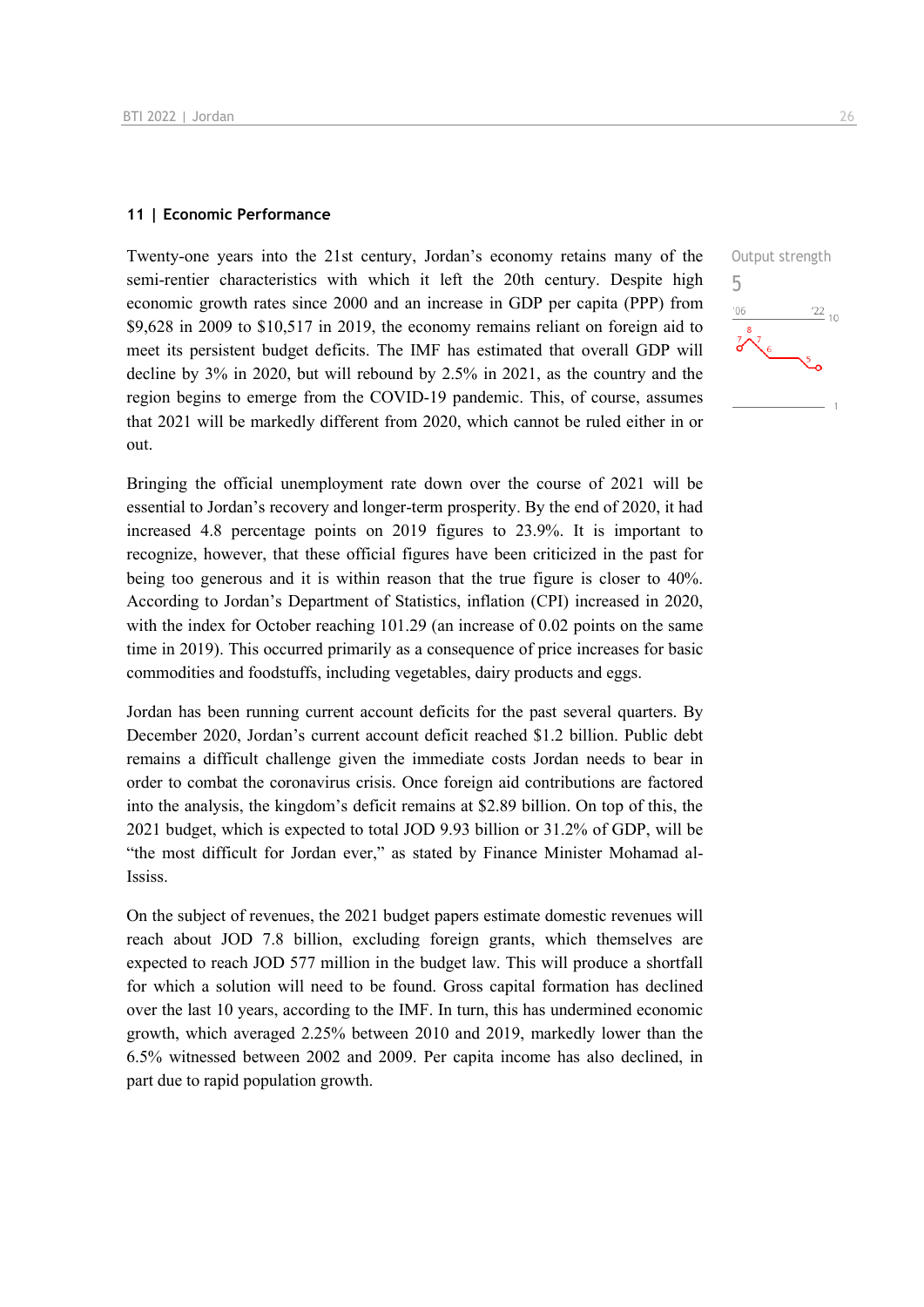## 11 | Economic Performance

Output strength

5

Twenty-one years into the 21st century, Jordan's economy retains many of the semi-rentier characteristics with which it left the 20th century. Despite high economic growth rates since 2000 and an increase in GDP per capita (PPP) from $9,628 in 2009 to $10,517 in 2019, the economy remains reliant on foreign aid to meet its persistent budget deficits. The IMF has estimated that overall GDP will decline by 3% in 2020, but will rebound by 2.5% in 2021, as the country and the region begins to emerge from the COVID-19 pandemic. This, of course, assumes that 2021 will be markedly different from 2020, which cannot be ruled either in or out.

Bringing the official unemployment rate down over the course of 2021 will be essential to Jordan's recovery and longer-term prosperity. By the end of 2020, it had increased 4.8 percentage points on 2019 figures to 23.9%. It is important to recognize, however, that these official figures have been criticized in the past for being too generous and it is within reason that the true figure is closer to 40%. According to Jordan's Department of Statistics, inflation (CPI) increased in 2020, with the index for October reaching 101.29 (an increase of 0.02 points on the same time in 2019). This occurred primarily as a consequence of price increases for basic commodities and foodstuffs, including vegetables, dairy products and eggs.

Jordan has been running current account deficits for the past several quarters. By December 2020, Jordan's current account deficit reached $1.2 billion. Public debt remains a difficult challenge given the immediate costs Jordan needs to bear in order to combat the coronavirus crisis. Once foreign aid contributions are factored into the analysis, the kingdom's deficit remains at $2.89 billion. On top of this, the 2021 budget, which is expected to total JOD 9.93 billion or 31.2% of GDP, will be "the most difficult for Jordan ever," as stated by Finance Minister Mohamad al-Ississ.

On the subject of revenues, the 2021 budget papers estimate domestic revenues will reach about JOD 7.8 billion, excluding foreign grants, which themselves are expected to reach JOD 577 million in the budget law. This will produce a shortfall for which a solution will need to be found. Gross capital formation has declined over the last 10 years, according to the IMF. In turn, this has undermined economic growth, which averaged 2.25% between 2010 and 2019, markedly lower than the 6.5% witnessed between 2002 and 2009. Per capita income has also declined, in part due to rapid population growth.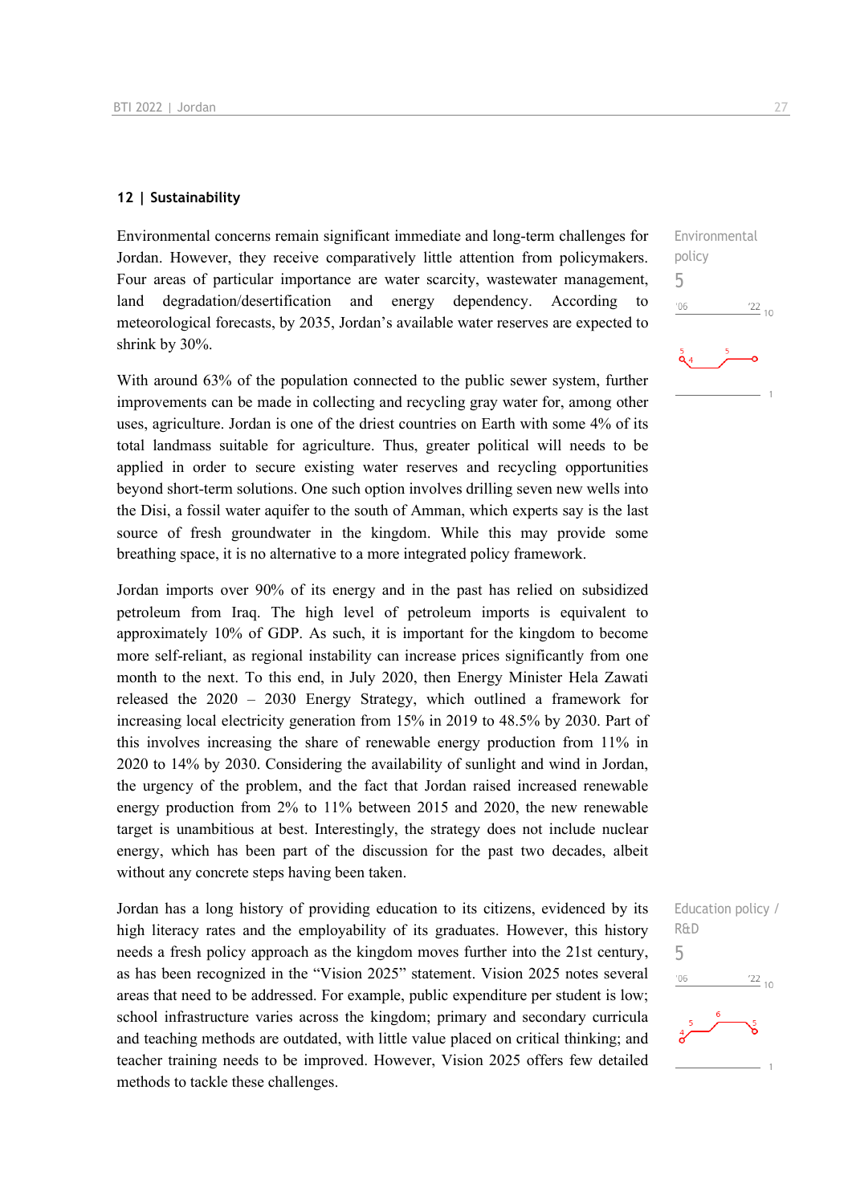## 12 | Sustainability

Environmental policy
5

Environmental concerns remain significant immediate and long-term challenges for Jordan. However, they receive comparatively little attention from policymakers. Four areas of particular importance are water scarcity, wastewater management, land degradation/desertification and energy dependency. According to meteorological forecasts, by 2035, Jordan's available water reserves are expected to shrink by 30%.

With around 63% of the population connected to the public sewer system, further improvements can be made in collecting and recycling gray water for, among other uses, agriculture. Jordan is one of the driest countries on Earth with some 4% of its total landmass suitable for agriculture. Thus, greater political will needs to be applied in order to secure existing water reserves and recycling opportunities beyond short-term solutions. One such option involves drilling seven new wells into the Disi, a fossil water aquifer to the south of Amman, which experts say is the last source of fresh groundwater in the kingdom. While this may provide some breathing space, it is no alternative to a more integrated policy framework.

Jordan imports over 90% of its energy and in the past has relied on subsidized petroleum from Iraq. The high level of petroleum imports is equivalent to approximately 10% of GDP. As such, it is important for the kingdom to become more self-reliant, as regional instability can increase prices significantly from one month to the next. To this end, in July 2020, then Energy Minister Hela Zawati released the 2020 – 2030 Energy Strategy, which outlined a framework for increasing local electricity generation from 15% in 2019 to 48.5% by 2030. Part of this involves increasing the share of renewable energy production from 11% in 2020 to 14% by 2030. Considering the availability of sunlight and wind in Jordan, the urgency of the problem, and the fact that Jordan raised increased renewable energy production from 2% to 11% between 2015 and 2020, the new renewable target is unambitious at best. Interestingly, the strategy does not include nuclear energy, which has been part of the discussion for the past two decades, albeit without any concrete steps having been taken.

Education policy / R&D
5

Jordan has a long history of providing education to its citizens, evidenced by its high literacy rates and the employability of its graduates. However, this history needs a fresh policy approach as the kingdom moves further into the 21st century, as has been recognized in the "Vision 2025" statement. Vision 2025 notes several areas that need to be addressed. For example, public expenditure per student is low; school infrastructure varies across the kingdom; primary and secondary curricula and teaching methods are outdated, with little value placed on critical thinking; and teacher training needs to be improved. However, Vision 2025 offers few detailed methods to tackle these challenges.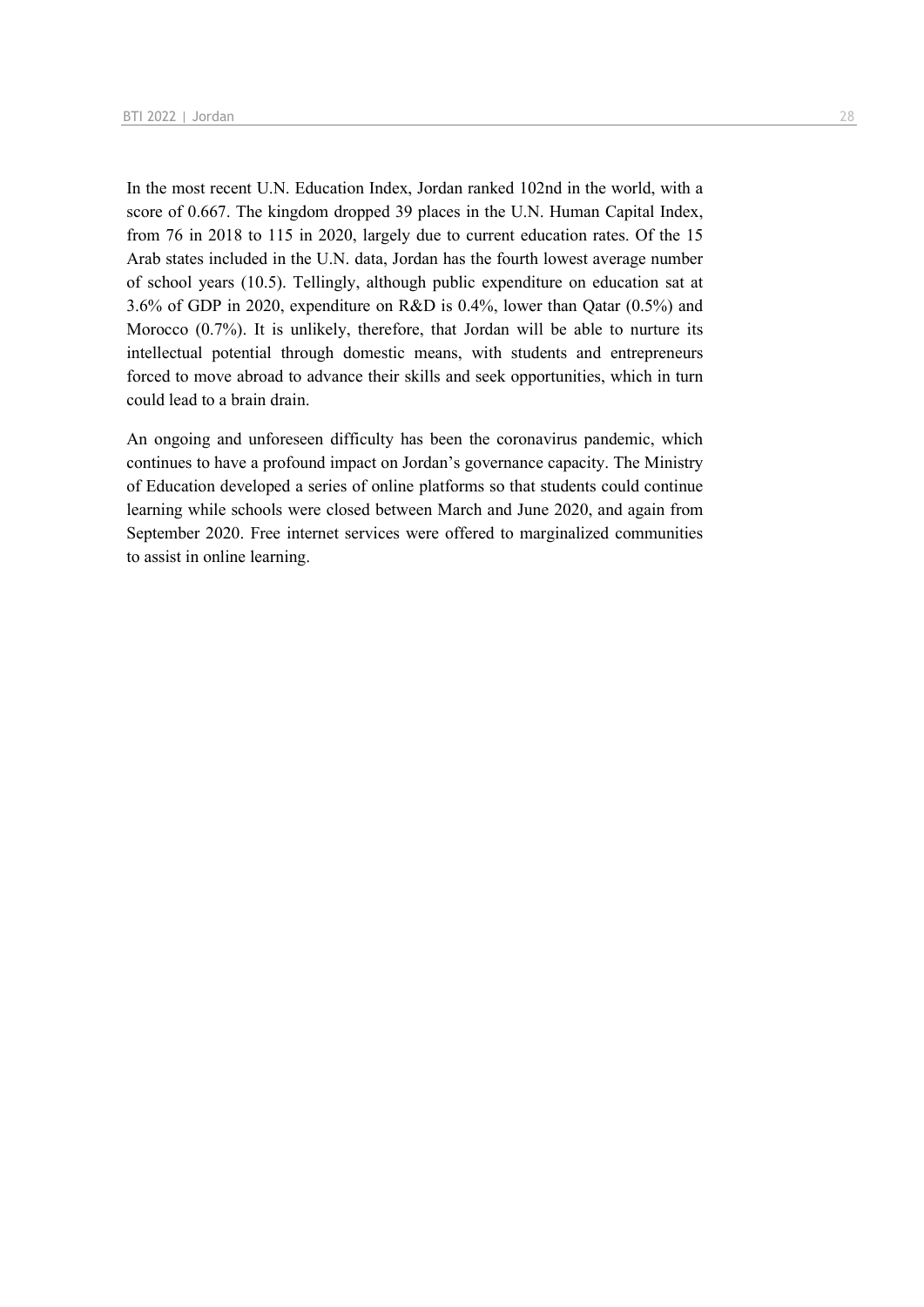In the most recent U.N. Education Index, Jordan ranked 102nd in the world, with a score of 0.667. The kingdom dropped 39 places in the U.N. Human Capital Index, from 76 in 2018 to 115 in 2020, largely due to current education rates. Of the 15 Arab states included in the U.N. data, Jordan has the fourth lowest average number of school years (10.5). Tellingly, although public expenditure on education sat at 3.6% of GDP in 2020, expenditure on R&D is 0.4%, lower than Qatar (0.5%) and Morocco (0.7%). It is unlikely, therefore, that Jordan will be able to nurture its intellectual potential through domestic means, with students and entrepreneurs forced to move abroad to advance their skills and seek opportunities, which in turn could lead to a brain drain.

An ongoing and unforeseen difficulty has been the coronavirus pandemic, which continues to have a profound impact on Jordan's governance capacity. The Ministry of Education developed a series of online platforms so that students could continue learning while schools were closed between March and June 2020, and again from September 2020. Free internet services were offered to marginalized communities to assist in online learning.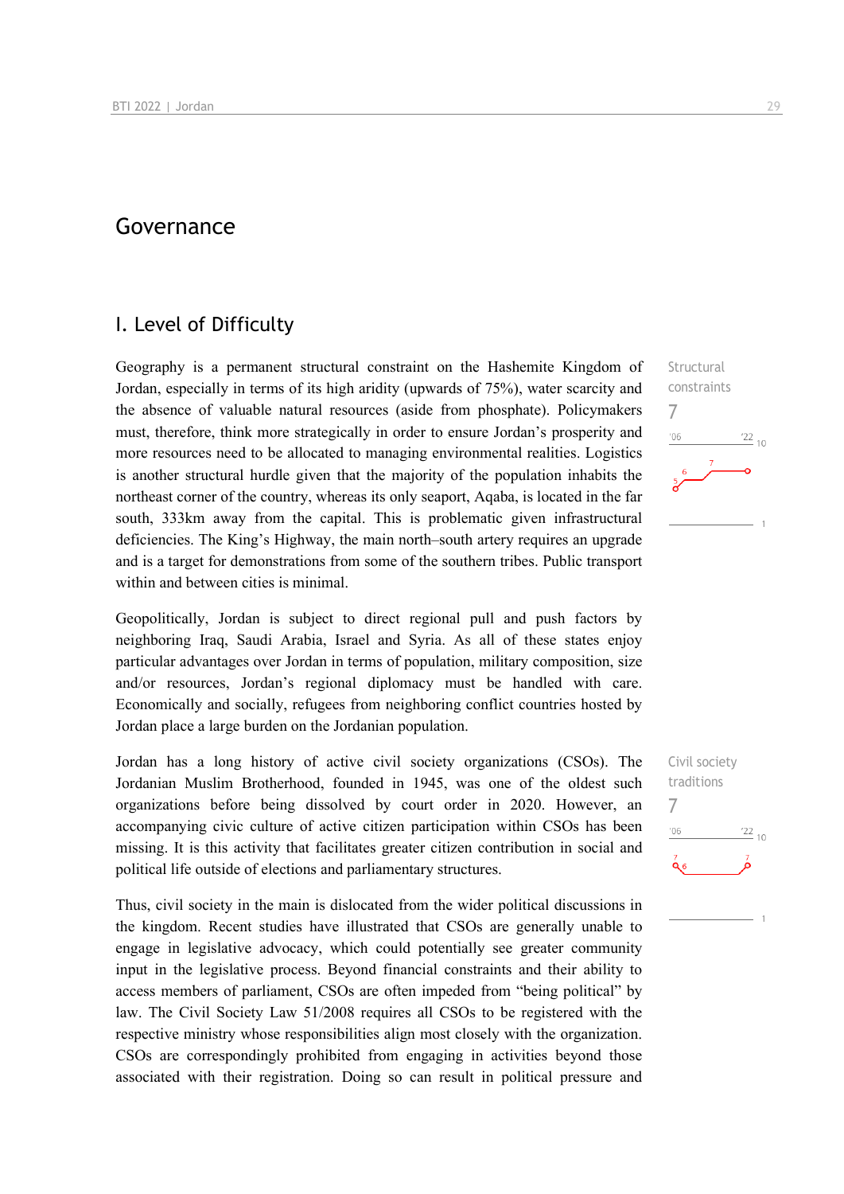# Governance

## I. Level of Difficulty

Structural constraints

7

Geography is a permanent structural constraint on the Hashemite Kingdom of Jordan, especially in terms of its high aridity (upwards of 75%), water scarcity and the absence of valuable natural resources (aside from phosphate). Policymakers must, therefore, think more strategically in order to ensure Jordan's prosperity and more resources need to be allocated to managing environmental realities. Logistics is another structural hurdle given that the majority of the population inhabits the northeast corner of the country, whereas its only seaport, Aqaba, is located in the far south, 333km away from the capital. This is problematic given infrastructural deficiencies. The King's Highway, the main north–south artery requires an upgrade and is a target for demonstrations from some of the southern tribes. Public transport within and between cities is minimal.

Geopolitically, Jordan is subject to direct regional pull and push factors by neighboring Iraq, Saudi Arabia, Israel and Syria. As all of these states enjoy particular advantages over Jordan in terms of population, military composition, size and/or resources, Jordan's regional diplomacy must be handled with care. Economically and socially, refugees from neighboring conflict countries hosted by Jordan place a large burden on the Jordanian population.

Civil society traditions

7

Jordan has a long history of active civil society organizations (CSOs). The Jordanian Muslim Brotherhood, founded in 1945, was one of the oldest such organizations before being dissolved by court order in 2020. However, an accompanying civic culture of active citizen participation within CSOs has been missing. It is this activity that facilitates greater citizen contribution in social and political life outside of elections and parliamentary structures.

Thus, civil society in the main is dislocated from the wider political discussions in the kingdom. Recent studies have illustrated that CSOs are generally unable to engage in legislative advocacy, which could potentially see greater community input in the legislative process. Beyond financial constraints and their ability to access members of parliament, CSOs are often impeded from "being political" by law. The Civil Society Law 51/2008 requires all CSOs to be registered with the respective ministry whose responsibilities align most closely with the organization. CSOs are correspondingly prohibited from engaging in activities beyond those associated with their registration. Doing so can result in political pressure and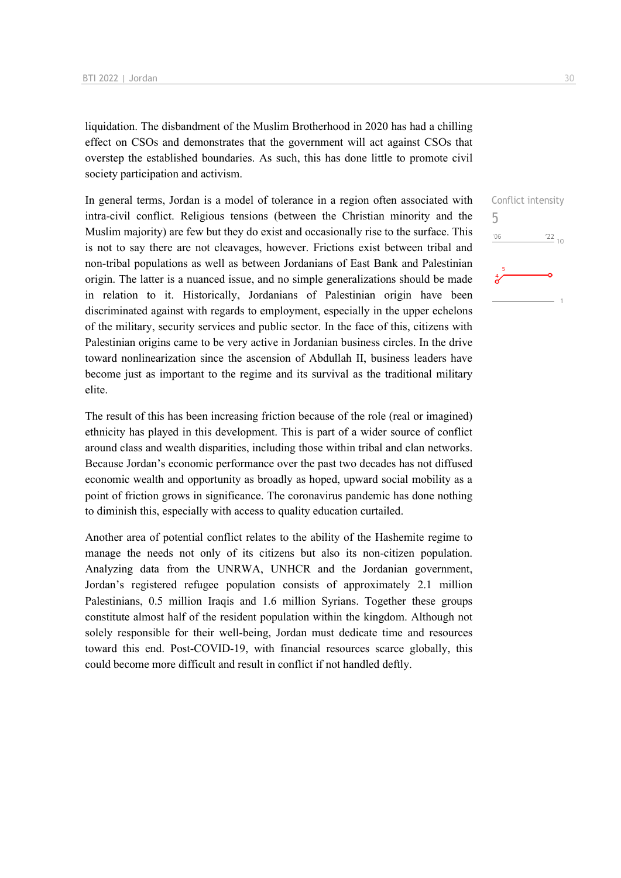liquidation. The disbandment of the Muslim Brotherhood in 2020 has had a chilling effect on CSOs and demonstrates that the government will act against CSOs that overstep the established boundaries. As such, this has done little to promote civil society participation and activism.

Conflict intensity
5

In general terms, Jordan is a model of tolerance in a region often associated with intra-civil conflict. Religious tensions (between the Christian minority and the Muslim majority) are few but they do exist and occasionally rise to the surface. This is not to say there are not cleavages, however. Frictions exist between tribal and non-tribal populations as well as between Jordanians of East Bank and Palestinian origin. The latter is a nuanced issue, and no simple generalizations should be made in relation to it. Historically, Jordanians of Palestinian origin have been discriminated against with regards to employment, especially in the upper echelons of the military, security services and public sector. In the face of this, citizens with Palestinian origins came to be very active in Jordanian business circles. In the drive toward nonlinearization since the ascension of Abdullah II, business leaders have become just as important to the regime and its survival as the traditional military elite.

The result of this has been increasing friction because of the role (real or imagined) ethnicity has played in this development. This is part of a wider source of conflict around class and wealth disparities, including those within tribal and clan networks. Because Jordan's economic performance over the past two decades has not diffused economic wealth and opportunity as broadly as hoped, upward social mobility as a point of friction grows in significance. The coronavirus pandemic has done nothing to diminish this, especially with access to quality education curtailed.

Another area of potential conflict relates to the ability of the Hashemite regime to manage the needs not only of its citizens but also its non-citizen population. Analyzing data from the UNRWA, UNHCR and the Jordanian government, Jordan's registered refugee population consists of approximately 2.1 million Palestinians, 0.5 million Iraqis and 1.6 million Syrians. Together these groups constitute almost half of the resident population within the kingdom. Although not solely responsible for their well-being, Jordan must dedicate time and resources toward this end. Post-COVID-19, with financial resources scarce globally, this could become more difficult and result in conflict if not handled deftly.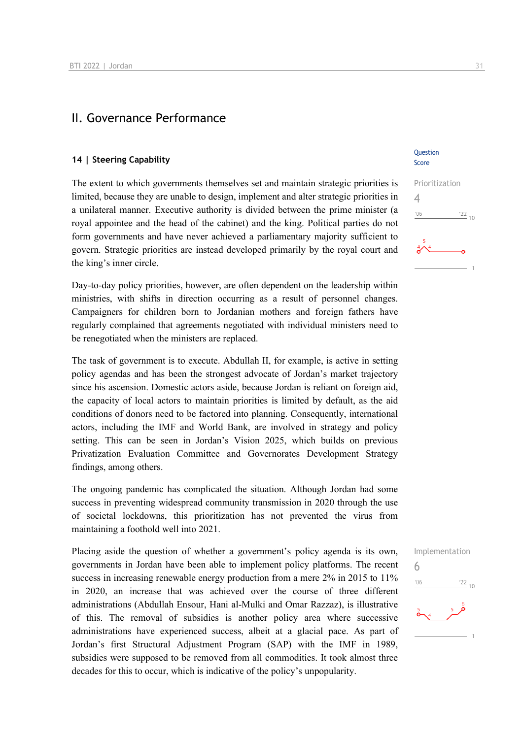# II. Governance Performance

## 14 | Steering Capability

Question Score

The extent to which governments themselves set and maintain strategic priorities is limited, because they are unable to design, implement and alter strategic priorities in a unilateral manner. Executive authority is divided between the prime minister (a royal appointee and the head of the cabinet) and the king. Political parties do not form governments and have never achieved a parliamentary majority sufficient to govern. Strategic priorities are instead developed primarily by the royal court and the king's inner circle.

Prioritization
4

Day-to-day policy priorities, however, are often dependent on the leadership within ministries, with shifts in direction occurring as a result of personnel changes. Campaigners for children born to Jordanian mothers and foreign fathers have regularly complained that agreements negotiated with individual ministers need to be renegotiated when the ministers are replaced.

The task of government is to execute. Abdullah II, for example, is active in setting policy agendas and has been the strongest advocate of Jordan's market trajectory since his ascension. Domestic actors aside, because Jordan is reliant on foreign aid, the capacity of local actors to maintain priorities is limited by default, as the aid conditions of donors need to be factored into planning. Consequently, international actors, including the IMF and World Bank, are involved in strategy and policy setting. This can be seen in Jordan's Vision 2025, which builds on previous Privatization Evaluation Committee and Governorates Development Strategy findings, among others.

The ongoing pandemic has complicated the situation. Although Jordan had some success in preventing widespread community transmission in 2020 through the use of societal lockdowns, this prioritization has not prevented the virus from maintaining a foothold well into 2021.

Placing aside the question of whether a government's policy agenda is its own, governments in Jordan have been able to implement policy platforms. The recent success in increasing renewable energy production from a mere 2% in 2015 to 11% in 2020, an increase that was achieved over the course of three different administrations (Abdullah Ensour, Hani al-Mulki and Omar Razzaz), is illustrative of this. The removal of subsidies is another policy area where successive administrations have experienced success, albeit at a glacial pace. As part of Jordan's first Structural Adjustment Program (SAP) with the IMF in 1989, subsidies were supposed to be removed from all commodities. It took almost three decades for this to occur, which is indicative of the policy's unpopularity.

Implementation
6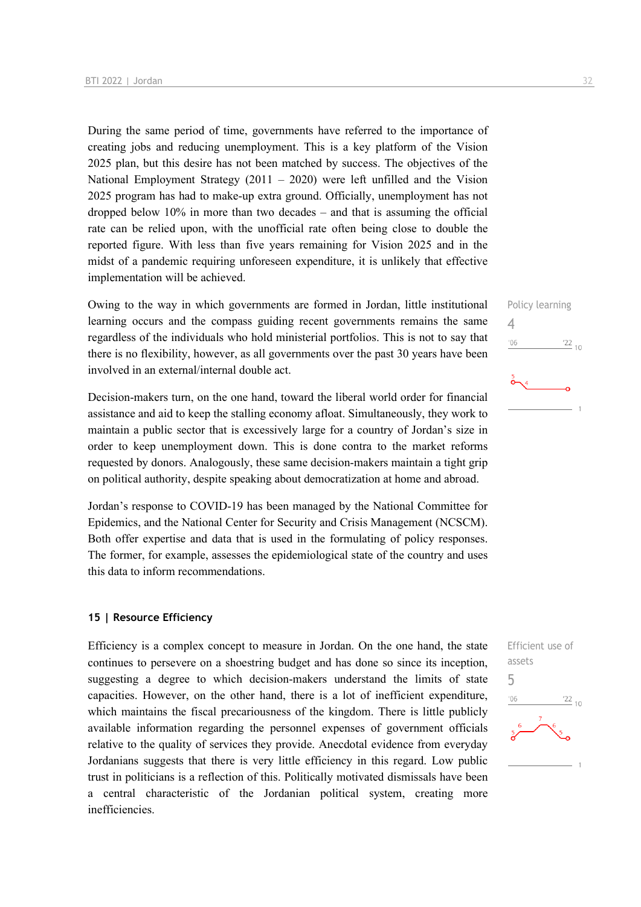During the same period of time, governments have referred to the importance of creating jobs and reducing unemployment. This is a key platform of the Vision 2025 plan, but this desire has not been matched by success. The objectives of the National Employment Strategy (2011 – 2020) were left unfilled and the Vision 2025 program has had to make-up extra ground. Officially, unemployment has not dropped below 10% in more than two decades – and that is assuming the official rate can be relied upon, with the unofficial rate often being close to double the reported figure. With less than five years remaining for Vision 2025 and in the midst of a pandemic requiring unforeseen expenditure, it is unlikely that effective implementation will be achieved.

Owing to the way in which governments are formed in Jordan, little institutional learning occurs and the compass guiding recent governments remains the same regardless of the individuals who hold ministerial portfolios. This is not to say that there is no flexibility, however, as all governments over the past 30 years have been involved in an external/internal double act.

Policy learning
4

Decision-makers turn, on the one hand, toward the liberal world order for financial assistance and aid to keep the stalling economy afloat. Simultaneously, they work to maintain a public sector that is excessively large for a country of Jordan's size in order to keep unemployment down. This is done contra to the market reforms requested by donors. Analogously, these same decision-makers maintain a tight grip on political authority, despite speaking about democratization at home and abroad.

Jordan's response to COVID-19 has been managed by the National Committee for Epidemics, and the National Center for Security and Crisis Management (NCSCM). Both offer expertise and data that is used in the formulating of policy responses. The former, for example, assesses the epidemiological state of the country and uses this data to inform recommendations.

### 15 | Resource Efficiency

Efficiency is a complex concept to measure in Jordan. On the one hand, the state continues to persevere on a shoestring budget and has done so since its inception, suggesting a degree to which decision-makers understand the limits of state capacities. However, on the other hand, there is a lot of inefficient expenditure, which maintains the fiscal precariousness of the kingdom. There is little publicly available information regarding the personnel expenses of government officials relative to the quality of services they provide. Anecdotal evidence from everyday Jordanians suggests that there is very little efficiency in this regard. Low public trust in politicians is a reflection of this. Politically motivated dismissals have been a central characteristic of the Jordanian political system, creating more inefficiencies.

Efficient use of assets
5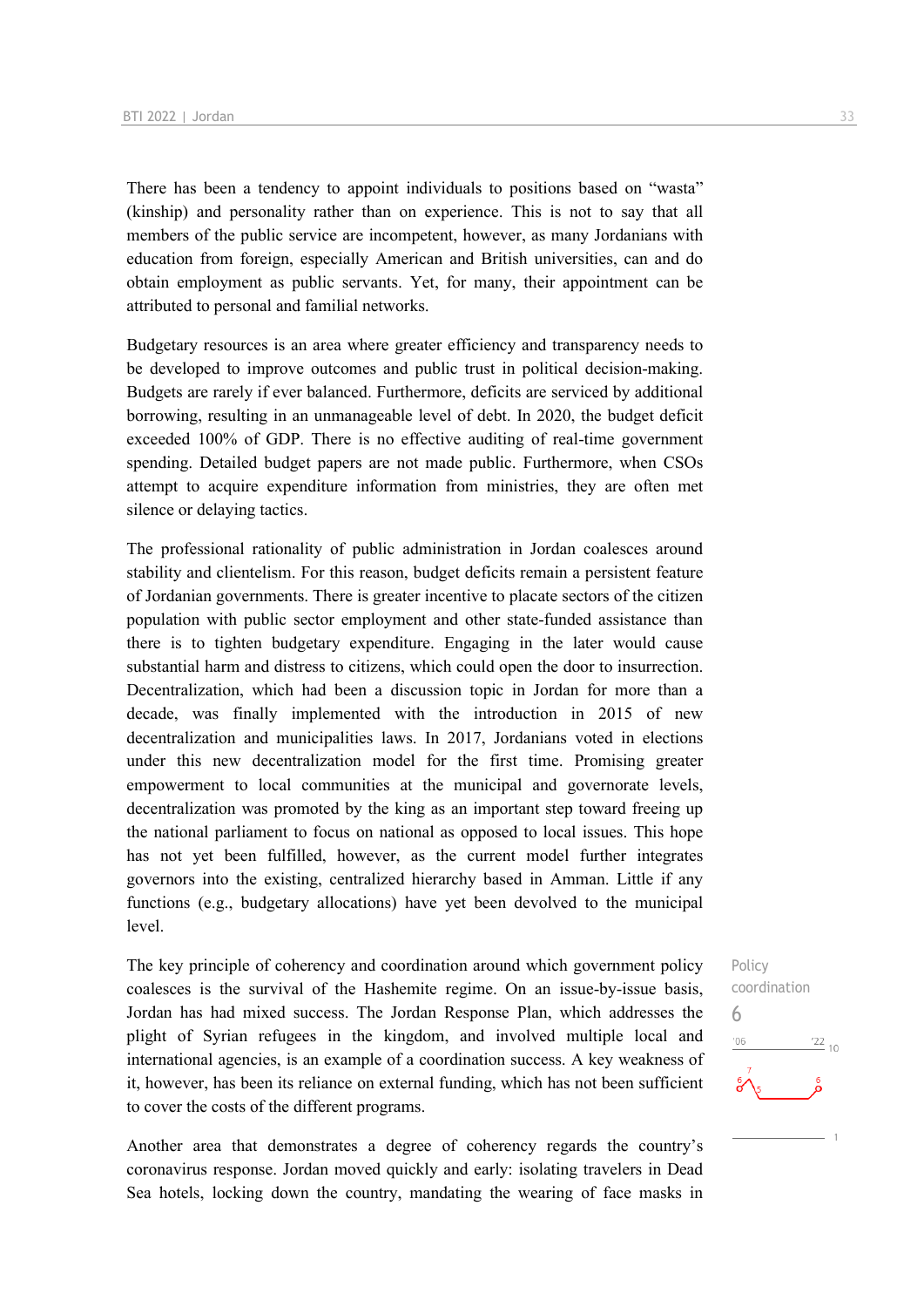There has been a tendency to appoint individuals to positions based on "wasta" (kinship) and personality rather than on experience. This is not to say that all members of the public service are incompetent, however, as many Jordanians with education from foreign, especially American and British universities, can and do obtain employment as public servants. Yet, for many, their appointment can be attributed to personal and familial networks.

Budgetary resources is an area where greater efficiency and transparency needs to be developed to improve outcomes and public trust in political decision-making. Budgets are rarely if ever balanced. Furthermore, deficits are serviced by additional borrowing, resulting in an unmanageable level of debt. In 2020, the budget deficit exceeded 100% of GDP. There is no effective auditing of real-time government spending. Detailed budget papers are not made public. Furthermore, when CSOs attempt to acquire expenditure information from ministries, they are often met silence or delaying tactics.

The professional rationality of public administration in Jordan coalesces around stability and clientelism. For this reason, budget deficits remain a persistent feature of Jordanian governments. There is greater incentive to placate sectors of the citizen population with public sector employment and other state-funded assistance than there is to tighten budgetary expenditure. Engaging in the later would cause substantial harm and distress to citizens, which could open the door to insurrection. Decentralization, which had been a discussion topic in Jordan for more than a decade, was finally implemented with the introduction in 2015 of new decentralization and municipalities laws. In 2017, Jordanians voted in elections under this new decentralization model for the first time. Promising greater empowerment to local communities at the municipal and governorate levels, decentralization was promoted by the king as an important step toward freeing up the national parliament to focus on national as opposed to local issues. This hope has not yet been fulfilled, however, as the current model further integrates governors into the existing, centralized hierarchy based in Amman. Little if any functions (e.g., budgetary allocations) have yet been devolved to the municipal level.

Policy coordination

6

The key principle of coherency and coordination around which government policy coalesces is the survival of the Hashemite regime. On an issue-by-issue basis, Jordan has had mixed success. The Jordan Response Plan, which addresses the plight of Syrian refugees in the kingdom, and involved multiple local and international agencies, is an example of a coordination success. A key weakness of it, however, has been its reliance on external funding, which has not been sufficient to cover the costs of the different programs.

Another area that demonstrates a degree of coherency regards the country's coronavirus response. Jordan moved quickly and early: isolating travelers in Dead Sea hotels, locking down the country, mandating the wearing of face masks in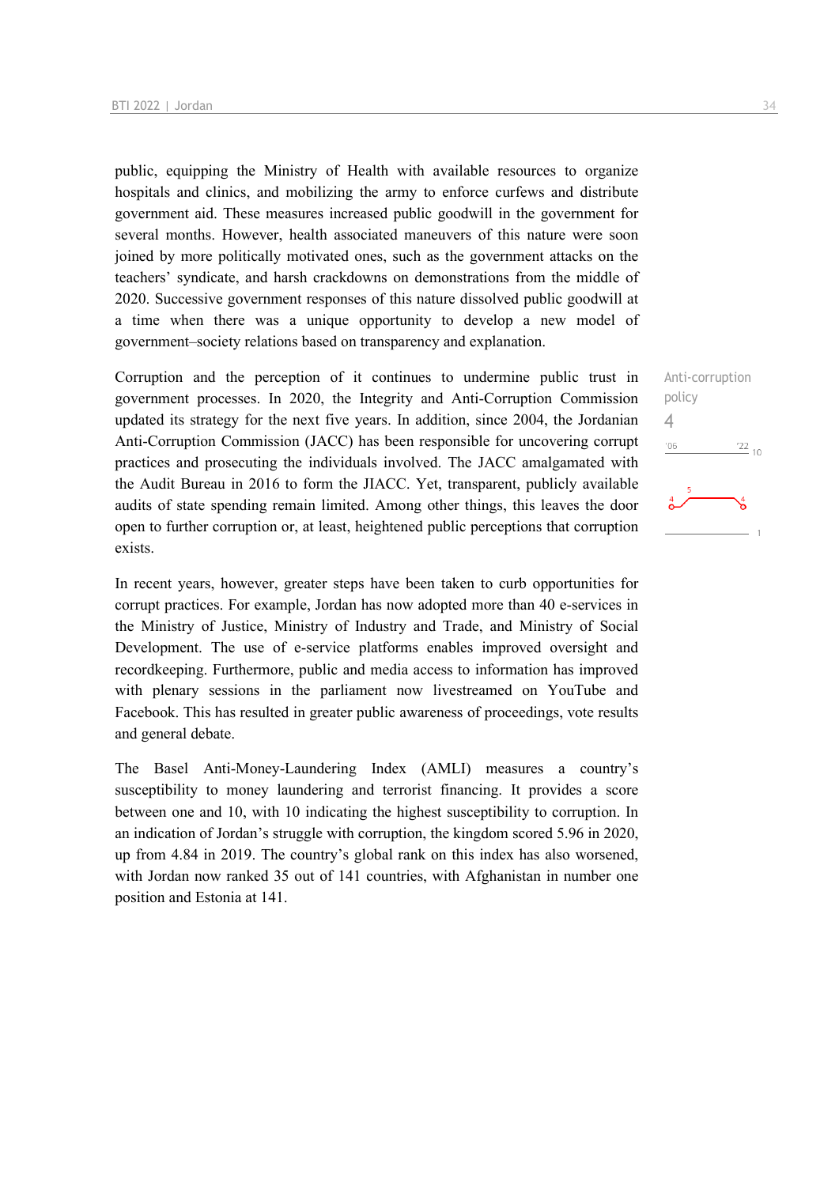public, equipping the Ministry of Health with available resources to organize hospitals and clinics, and mobilizing the army to enforce curfews and distribute government aid. These measures increased public goodwill in the government for several months. However, health associated maneuvers of this nature were soon joined by more politically motivated ones, such as the government attacks on the teachers' syndicate, and harsh crackdowns on demonstrations from the middle of 2020. Successive government responses of this nature dissolved public goodwill at a time when there was a unique opportunity to develop a new model of government–society relations based on transparency and explanation.

Anti-corruption policy
4

Corruption and the perception of it continues to undermine public trust in government processes. In 2020, the Integrity and Anti-Corruption Commission updated its strategy for the next five years. In addition, since 2004, the Jordanian Anti-Corruption Commission (JACC) has been responsible for uncovering corrupt practices and prosecuting the individuals involved. The JACC amalgamated with the Audit Bureau in 2016 to form the JIACC. Yet, transparent, publicly available audits of state spending remain limited. Among other things, this leaves the door open to further corruption or, at least, heightened public perceptions that corruption exists.

In recent years, however, greater steps have been taken to curb opportunities for corrupt practices. For example, Jordan has now adopted more than 40 e-services in the Ministry of Justice, Ministry of Industry and Trade, and Ministry of Social Development. The use of e-service platforms enables improved oversight and recordkeeping. Furthermore, public and media access to information has improved with plenary sessions in the parliament now livestreamed on YouTube and Facebook. This has resulted in greater public awareness of proceedings, vote results and general debate.

The Basel Anti-Money-Laundering Index (AMLI) measures a country's susceptibility to money laundering and terrorist financing. It provides a score between one and 10, with 10 indicating the highest susceptibility to corruption. In an indication of Jordan's struggle with corruption, the kingdom scored 5.96 in 2020, up from 4.84 in 2019. The country's global rank on this index has also worsened, with Jordan now ranked 35 out of 141 countries, with Afghanistan in number one position and Estonia at 141.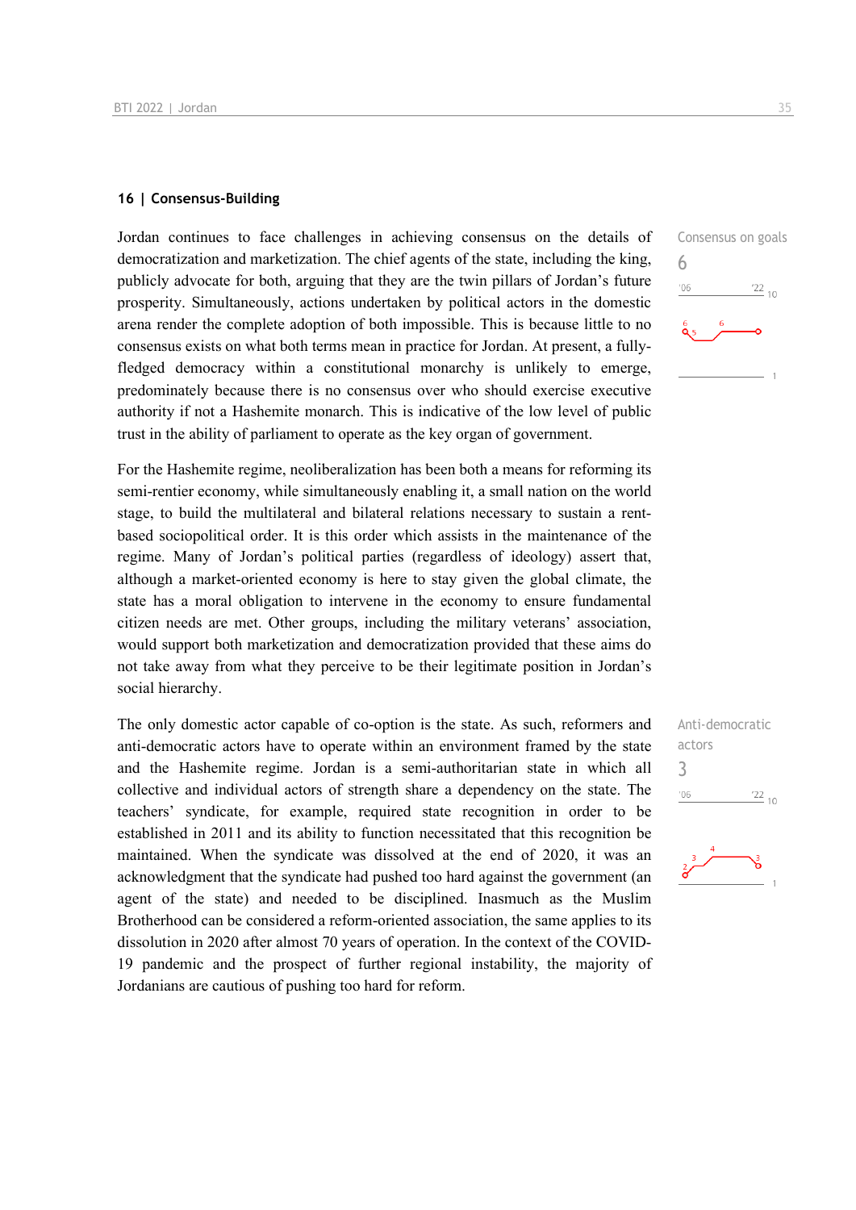## 16 | Consensus-Building

Consensus on goals
6

Jordan continues to face challenges in achieving consensus on the details of democratization and marketization. The chief agents of the state, including the king, publicly advocate for both, arguing that they are the twin pillars of Jordan's future prosperity. Simultaneously, actions undertaken by political actors in the domestic arena render the complete adoption of both impossible. This is because little to no consensus exists on what both terms mean in practice for Jordan. At present, a fully-fledged democracy within a constitutional monarchy is unlikely to emerge, predominately because there is no consensus over who should exercise executive authority if not a Hashemite monarch. This is indicative of the low level of public trust in the ability of parliament to operate as the key organ of government.

For the Hashemite regime, neoliberalization has been both a means for reforming its semi-rentier economy, while simultaneously enabling it, a small nation on the world stage, to build the multilateral and bilateral relations necessary to sustain a rent-based sociopolitical order. It is this order which assists in the maintenance of the regime. Many of Jordan's political parties (regardless of ideology) assert that, although a market-oriented economy is here to stay given the global climate, the state has a moral obligation to intervene in the economy to ensure fundamental citizen needs are met. Other groups, including the military veterans' association, would support both marketization and democratization provided that these aims do not take away from what they perceive to be their legitimate position in Jordan's social hierarchy.

Anti-democratic actors
3

The only domestic actor capable of co-option is the state. As such, reformers and anti-democratic actors have to operate within an environment framed by the state and the Hashemite regime. Jordan is a semi-authoritarian state in which all collective and individual actors of strength share a dependency on the state. The teachers' syndicate, for example, required state recognition in order to be established in 2011 and its ability to function necessitated that this recognition be maintained. When the syndicate was dissolved at the end of 2020, it was an acknowledgment that the syndicate had pushed too hard against the government (an agent of the state) and needed to be disciplined. Inasmuch as the Muslim Brotherhood can be considered a reform-oriented association, the same applies to its dissolution in 2020 after almost 70 years of operation. In the context of the COVID-19 pandemic and the prospect of further regional instability, the majority of Jordanians are cautious of pushing too hard for reform.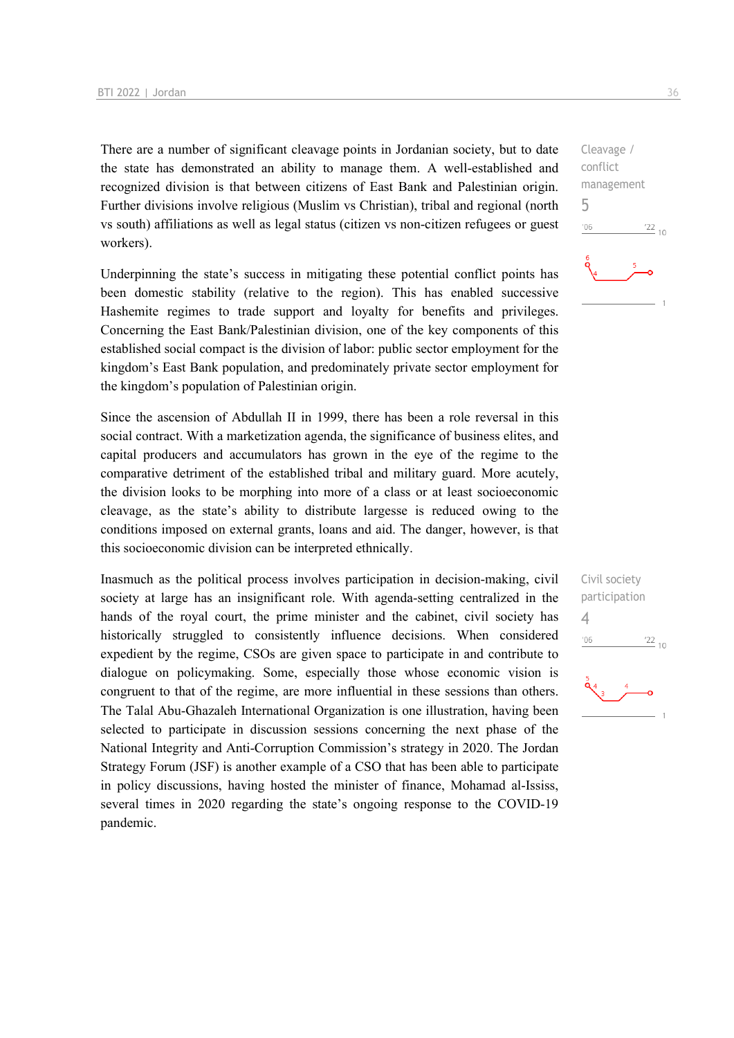There are a number of significant cleavage points in Jordanian society, but to date the state has demonstrated an ability to manage them. A well-established and recognized division is that between citizens of East Bank and Palestinian origin. Further divisions involve religious (Muslim vs Christian), tribal and regional (north vs south) affiliations as well as legal status (citizen vs non-citizen refugees or guest workers).

Cleavage / conflict management
5

Underpinning the state's success in mitigating these potential conflict points has been domestic stability (relative to the region). This has enabled successive Hashemite regimes to trade support and loyalty for benefits and privileges. Concerning the East Bank/Palestinian division, one of the key components of this established social compact is the division of labor: public sector employment for the kingdom's East Bank population, and predominately private sector employment for the kingdom's population of Palestinian origin.

Since the ascension of Abdullah II in 1999, there has been a role reversal in this social contract. With a marketization agenda, the significance of business elites, and capital producers and accumulators has grown in the eye of the regime to the comparative detriment of the established tribal and military guard. More acutely, the division looks to be morphing into more of a class or at least socioeconomic cleavage, as the state's ability to distribute largesse is reduced owing to the conditions imposed on external grants, loans and aid. The danger, however, is that this socioeconomic division can be interpreted ethnically.

Inasmuch as the political process involves participation in decision-making, civil society at large has an insignificant role. With agenda-setting centralized in the hands of the royal court, the prime minister and the cabinet, civil society has historically struggled to consistently influence decisions. When considered expedient by the regime, CSOs are given space to participate in and contribute to dialogue on policymaking. Some, especially those whose economic vision is congruent to that of the regime, are more influential in these sessions than others. The Talal Abu-Ghazaleh International Organization is one illustration, having been selected to participate in discussion sessions concerning the next phase of the National Integrity and Anti-Corruption Commission's strategy in 2020. The Jordan Strategy Forum (JSF) is another example of a CSO that has been able to participate in policy discussions, having hosted the minister of finance, Mohamad al-Ississ, several times in 2020 regarding the state's ongoing response to the COVID-19 pandemic.

Civil society participation
4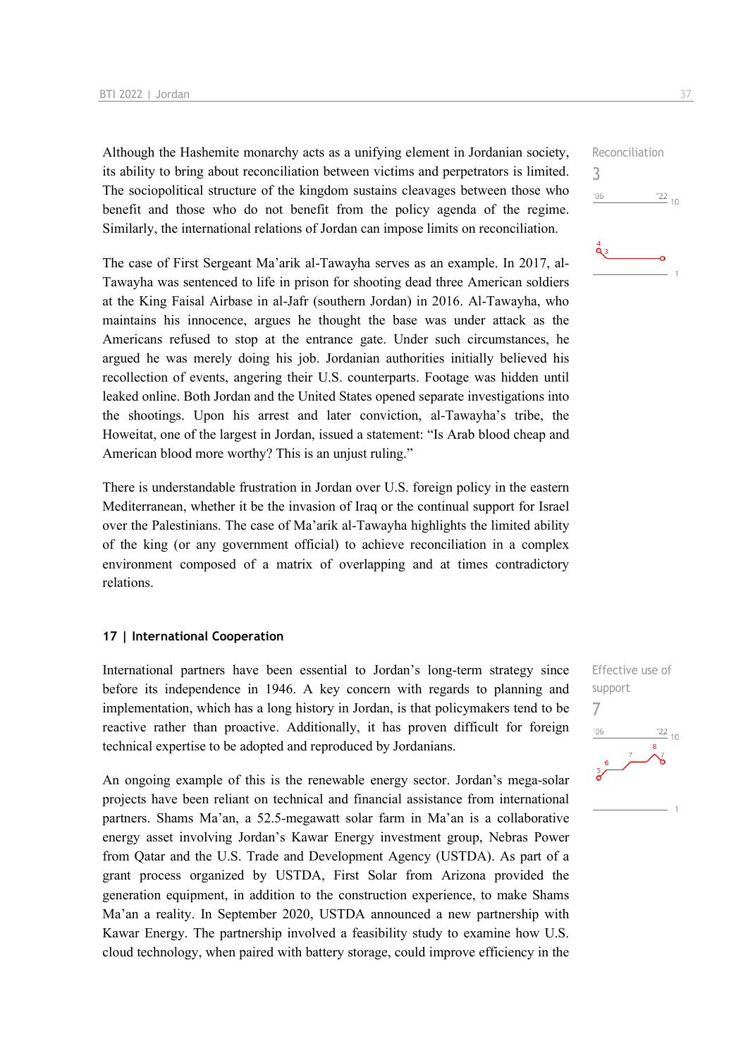Although the Hashemite monarchy acts as a unifying element in Jordanian society, its ability to bring about reconciliation between victims and perpetrators is limited. The sociopolitical structure of the kingdom sustains cleavages between those who benefit and those who do not benefit from the policy agenda of the regime. Similarly, the international relations of Jordan can impose limits on reconciliation.

Reconciliation
3

The case of First Sergeant Ma'arik al-Tawayha serves as an example. In 2017, al-Tawayha was sentenced to life in prison for shooting dead three American soldiers at the King Faisal Airbase in al-Jafr (southern Jordan) in 2016. Al-Tawayha, who maintains his innocence, argues he thought the base was under attack as the Americans refused to stop at the entrance gate. Under such circumstances, he argued he was merely doing his job. Jordanian authorities initially believed his recollection of events, angering their U.S. counterparts. Footage was hidden until leaked online. Both Jordan and the United States opened separate investigations into the shootings. Upon his arrest and later conviction, al-Tawayha's tribe, the Howeitat, one of the largest in Jordan, issued a statement: "Is Arab blood cheap and American blood more worthy? This is an unjust ruling."

There is understandable frustration in Jordan over U.S. foreign policy in the eastern Mediterranean, whether it be the invasion of Iraq or the continual support for Israel over the Palestinians. The case of Ma'arik al-Tawayha highlights the limited ability of the king (or any government official) to achieve reconciliation in a complex environment composed of a matrix of overlapping and at times contradictory relations.

## 17 | International Cooperation

International partners have been essential to Jordan's long-term strategy since before its independence in 1946. A key concern with regards to planning and implementation, which has a long history in Jordan, is that policymakers tend to be reactive rather than proactive. Additionally, it has proven difficult for foreign technical expertise to be adopted and reproduced by Jordanians.

Effective use of support
7

An ongoing example of this is the renewable energy sector. Jordan's mega-solar projects have been reliant on technical and financial assistance from international partners. Shams Ma'an, a 52.5-megawatt solar farm in Ma'an is a collaborative energy asset involving Jordan's Kawar Energy investment group, Nebras Power from Qatar and the U.S. Trade and Development Agency (USTDA). As part of a grant process organized by USTDA, First Solar from Arizona provided the generation equipment, in addition to the construction experience, to make Shams Ma'an a reality. In September 2020, USTDA announced a new partnership with Kawar Energy. The partnership involved a feasibility study to examine how U.S. cloud technology, when paired with battery storage, could improve efficiency in the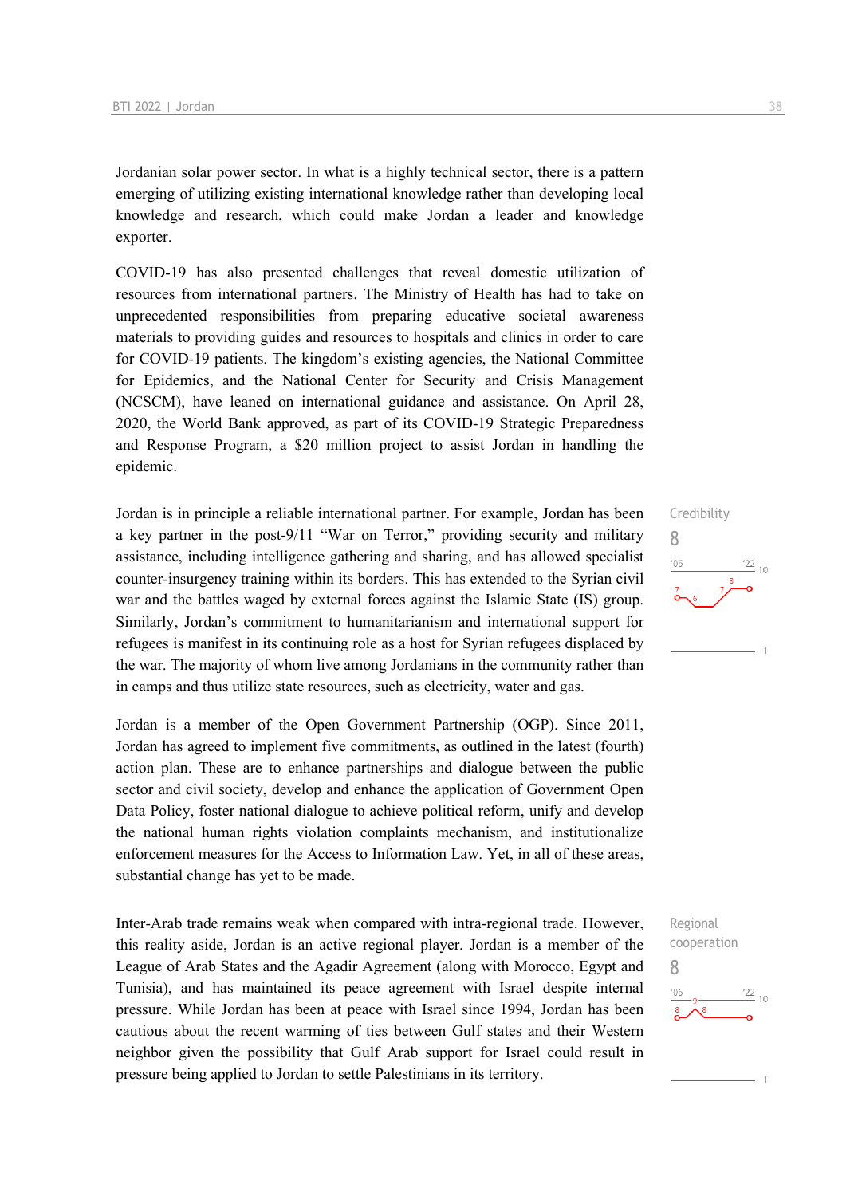Jordanian solar power sector. In what is a highly technical sector, there is a pattern emerging of utilizing existing international knowledge rather than developing local knowledge and research, which could make Jordan a leader and knowledge exporter.

COVID-19 has also presented challenges that reveal domestic utilization of resources from international partners. The Ministry of Health has had to take on unprecedented responsibilities from preparing educative societal awareness materials to providing guides and resources to hospitals and clinics in order to care for COVID-19 patients. The kingdom's existing agencies, the National Committee for Epidemics, and the National Center for Security and Crisis Management (NCSCM), have leaned on international guidance and assistance. On April 28, 2020, the World Bank approved, as part of its COVID-19 Strategic Preparedness and Response Program, a $20 million project to assist Jordan in handling the epidemic.

Credibility
8

Jordan is in principle a reliable international partner. For example, Jordan has been a key partner in the post-9/11 "War on Terror," providing security and military assistance, including intelligence gathering and sharing, and has allowed specialist counter-insurgency training within its borders. This has extended to the Syrian civil war and the battles waged by external forces against the Islamic State (IS) group. Similarly, Jordan's commitment to humanitarianism and international support for refugees is manifest in its continuing role as a host for Syrian refugees displaced by the war. The majority of whom live among Jordanians in the community rather than in camps and thus utilize state resources, such as electricity, water and gas.

Jordan is a member of the Open Government Partnership (OGP). Since 2011, Jordan has agreed to implement five commitments, as outlined in the latest (fourth) action plan. These are to enhance partnerships and dialogue between the public sector and civil society, develop and enhance the application of Government Open Data Policy, foster national dialogue to achieve political reform, unify and develop the national human rights violation complaints mechanism, and institutionalize enforcement measures for the Access to Information Law. Yet, in all of these areas, substantial change has yet to be made.

Regional cooperation
8

Inter-Arab trade remains weak when compared with intra-regional trade. However, this reality aside, Jordan is an active regional player. Jordan is a member of the League of Arab States and the Agadir Agreement (along with Morocco, Egypt and Tunisia), and has maintained its peace agreement with Israel despite internal pressure. While Jordan has been at peace with Israel since 1994, Jordan has been cautious about the recent warming of ties between Gulf states and their Western neighbor given the possibility that Gulf Arab support for Israel could result in pressure being applied to Jordan to settle Palestinians in its territory.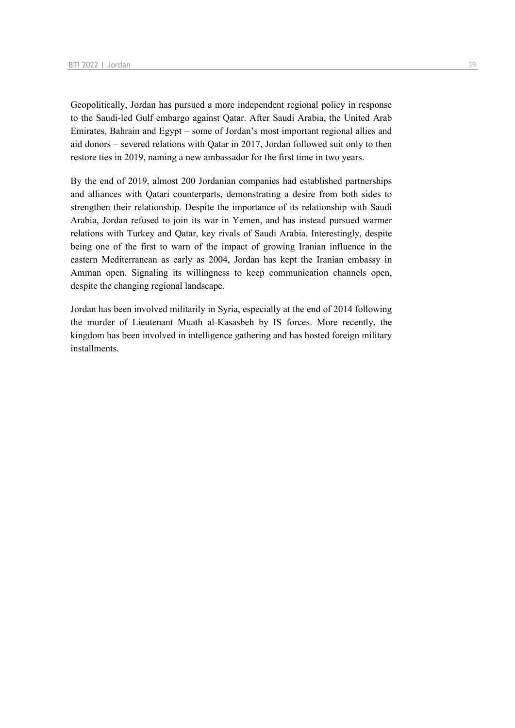Geopolitically, Jordan has pursued a more independent regional policy in response to the Saudi-led Gulf embargo against Qatar. After Saudi Arabia, the United Arab Emirates, Bahrain and Egypt – some of Jordan's most important regional allies and aid donors – severed relations with Qatar in 2017, Jordan followed suit only to then restore ties in 2019, naming a new ambassador for the first time in two years.

By the end of 2019, almost 200 Jordanian companies had established partnerships and alliances with Qatari counterparts, demonstrating a desire from both sides to strengthen their relationship. Despite the importance of its relationship with Saudi Arabia, Jordan refused to join its war in Yemen, and has instead pursued warmer relations with Turkey and Qatar, key rivals of Saudi Arabia. Interestingly, despite being one of the first to warn of the impact of growing Iranian influence in the eastern Mediterranean as early as 2004, Jordan has kept the Iranian embassy in Amman open. Signaling its willingness to keep communication channels open, despite the changing regional landscape.

Jordan has been involved militarily in Syria, especially at the end of 2014 following the murder of Lieutenant Muath al-Kasasbeh by IS forces. More recently, the kingdom has been involved in intelligence gathering and has hosted foreign military installments.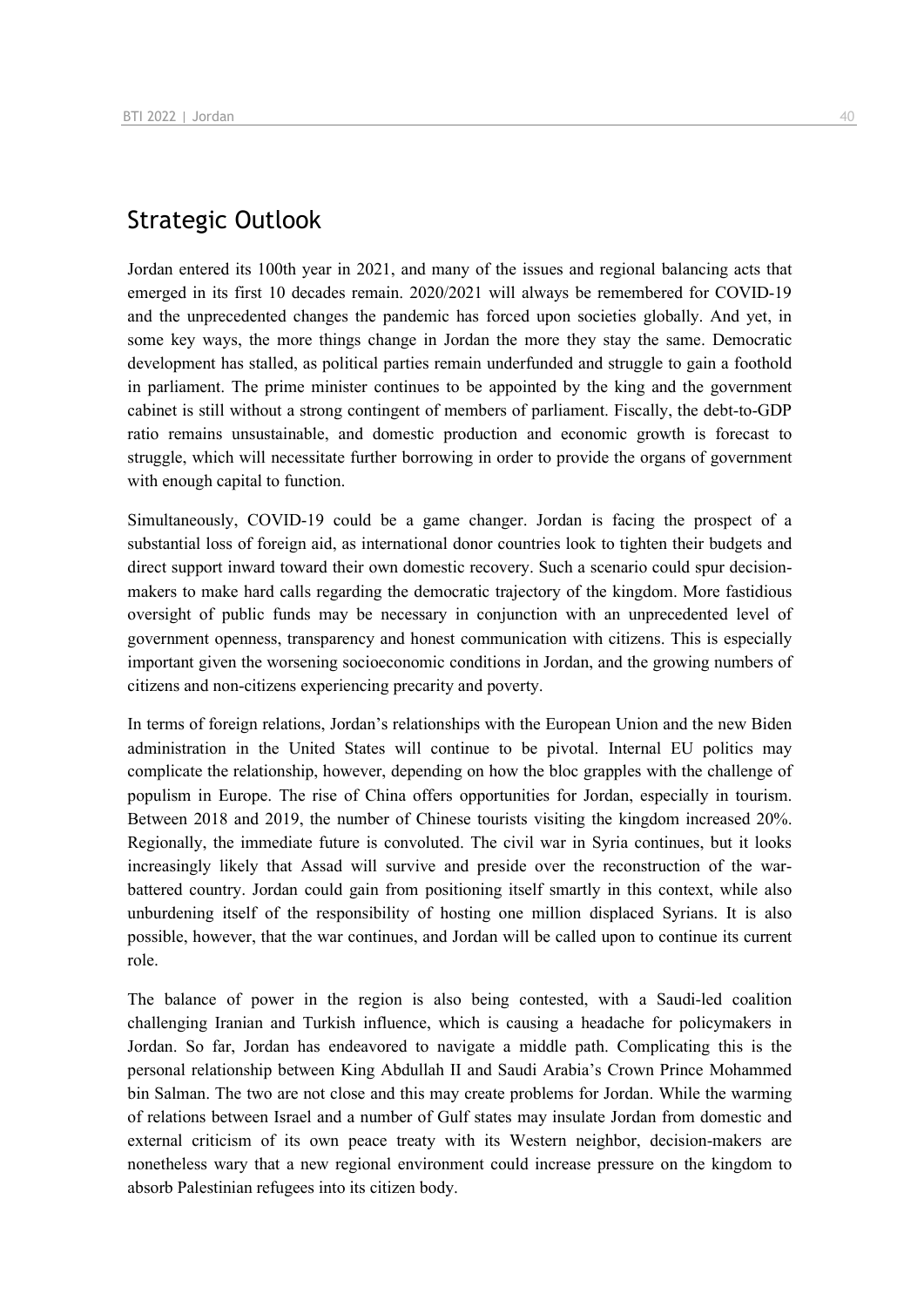## Strategic Outlook

Jordan entered its 100th year in 2021, and many of the issues and regional balancing acts that emerged in its first 10 decades remain. 2020/2021 will always be remembered for COVID-19 and the unprecedented changes the pandemic has forced upon societies globally. And yet, in some key ways, the more things change in Jordan the more they stay the same. Democratic development has stalled, as political parties remain underfunded and struggle to gain a foothold in parliament. The prime minister continues to be appointed by the king and the government cabinet is still without a strong contingent of members of parliament. Fiscally, the debt-to-GDP ratio remains unsustainable, and domestic production and economic growth is forecast to struggle, which will necessitate further borrowing in order to provide the organs of government with enough capital to function.

Simultaneously, COVID-19 could be a game changer. Jordan is facing the prospect of a substantial loss of foreign aid, as international donor countries look to tighten their budgets and direct support inward toward their own domestic recovery. Such a scenario could spur decision-makers to make hard calls regarding the democratic trajectory of the kingdom. More fastidious oversight of public funds may be necessary in conjunction with an unprecedented level of government openness, transparency and honest communication with citizens. This is especially important given the worsening socioeconomic conditions in Jordan, and the growing numbers of citizens and non-citizens experiencing precarity and poverty.

In terms of foreign relations, Jordan's relationships with the European Union and the new Biden administration in the United States will continue to be pivotal. Internal EU politics may complicate the relationship, however, depending on how the bloc grapples with the challenge of populism in Europe. The rise of China offers opportunities for Jordan, especially in tourism. Between 2018 and 2019, the number of Chinese tourists visiting the kingdom increased 20%. Regionally, the immediate future is convoluted. The civil war in Syria continues, but it looks increasingly likely that Assad will survive and preside over the reconstruction of the war-battered country. Jordan could gain from positioning itself smartly in this context, while also unburdening itself of the responsibility of hosting one million displaced Syrians. It is also possible, however, that the war continues, and Jordan will be called upon to continue its current role.

The balance of power in the region is also being contested, with a Saudi-led coalition challenging Iranian and Turkish influence, which is causing a headache for policymakers in Jordan. So far, Jordan has endeavored to navigate a middle path. Complicating this is the personal relationship between King Abdullah II and Saudi Arabia's Crown Prince Mohammed bin Salman. The two are not close and this may create problems for Jordan. While the warming of relations between Israel and a number of Gulf states may insulate Jordan from domestic and external criticism of its own peace treaty with its Western neighbor, decision-makers are nonetheless wary that a new regional environment could increase pressure on the kingdom to absorb Palestinian refugees into its citizen body.